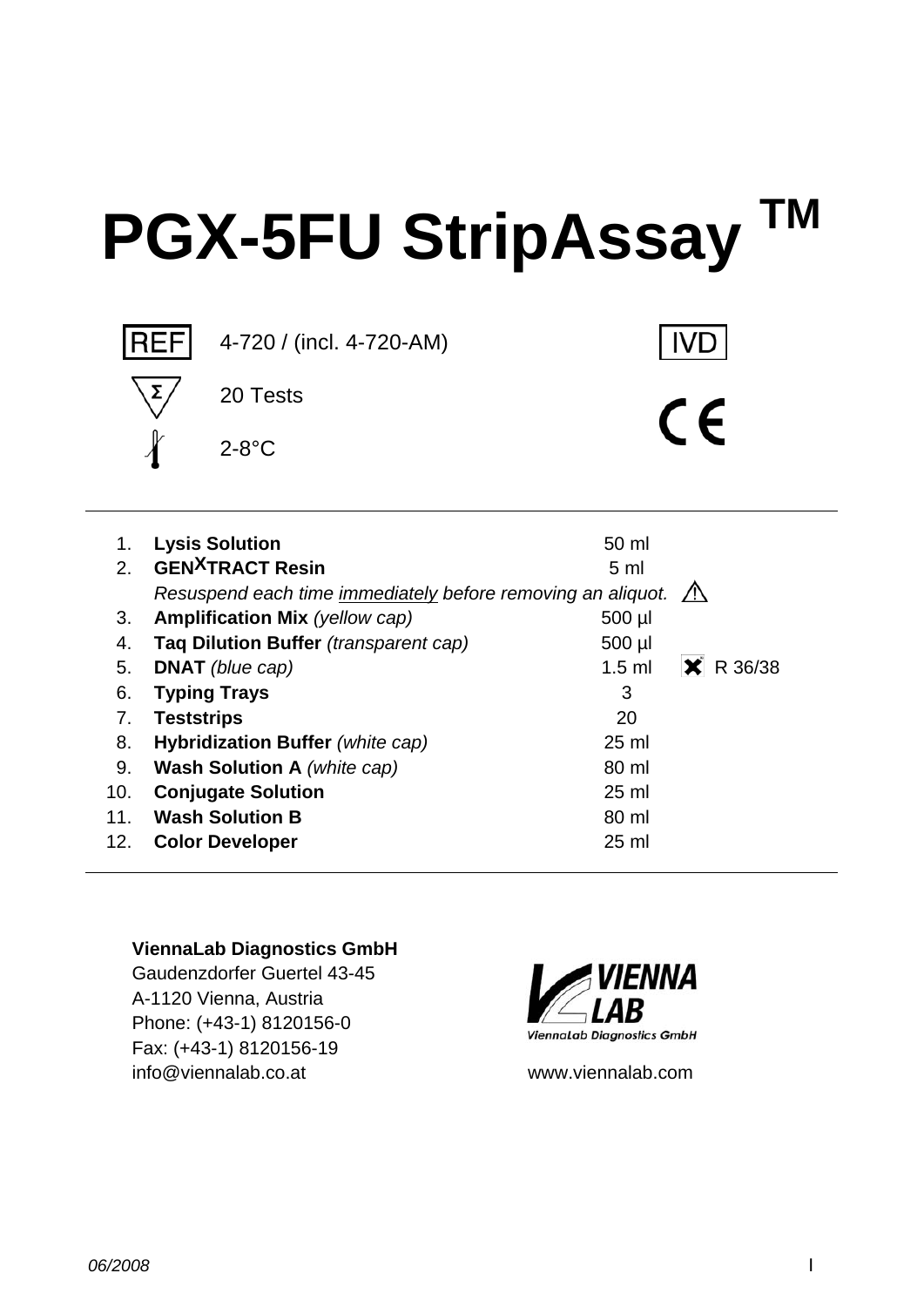# PGX-5FU StripAssay ™

REF 4-720 / (incl. 4-720-AM)

IVD

Σ 20 Tests

2-8°C

CE

| | | | |
|---|---|---|---|
| 1. | **Lysis Solution** | 50 ml | |
| 2. | **GEN$^{X}$TRACT Resin** | 5 ml | |
| | *Resuspend each time* *<u>immediately</u>* *before removing an aliquot.* | | ⚠ |
| 3. | **Amplification Mix** *(yellow cap)* | 500 µl | |
| 4. | **Taq Dilution Buffer** *(transparent cap)* | 500 µl | |
| 5. | **DNAT** *(blue cap)* | 1.5 ml | ✖ R 36/38 |
| 6. | **Typing Trays** | 3 | |
| 7. | **Teststrips** | 20 | |
| 8. | **Hybridization Buffer** *(white cap)* | 25 ml | |
| 9. | **Wash Solution A** *(white cap)* | 80 ml | |
| 10. | **Conjugate Solution** | 25 ml | |
| 11. | **Wash Solution B** | 80 ml | |
| 12. | **Color Developer** | 25 ml | |

**ViennaLab Diagnostics GmbH**
Gaudenzdorfer Guertel 43-45
A-1120 Vienna, Austria
Phone: (+43-1) 8120156-0
Fax: (+43-1) 8120156-19
info@viennalab.co.at

VIENNA LAB
ViennaLab Diagnostics GmbH

www.viennalab.com

06/2008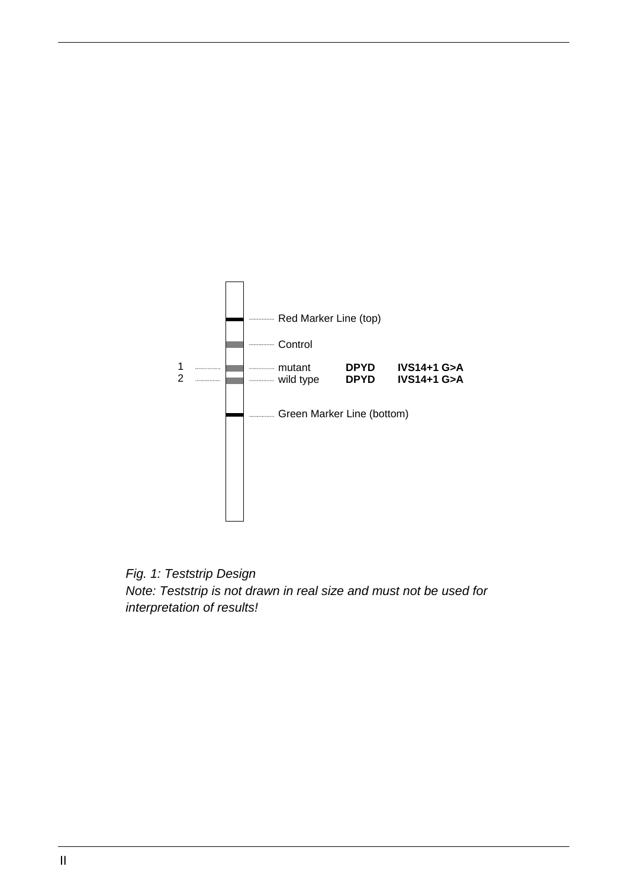Red Marker Line (top)

Control

| | | | |
|---|---|---|---|
| 1 | mutant | **DPYD** | **IVS14+1 G>A** |
| 2 | wild type | **DPYD** | **IVS14+1 G>A** |

Green Marker Line (bottom)

*Fig. 1: Teststrip Design*
*Note: Teststrip is not drawn in real size and must not be used for interpretation of results!*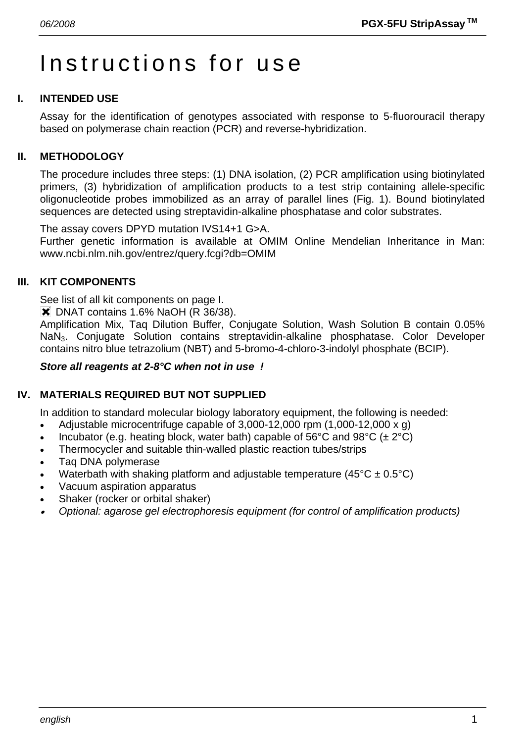# Instructions for use

## I. INTENDED USE

Assay for the identification of genotypes associated with response to 5-fluorouracil therapy based on polymerase chain reaction (PCR) and reverse-hybridization.

## II. METHODOLOGY

The procedure includes three steps: (1) DNA isolation, (2) PCR amplification using biotinylated primers, (3) hybridization of amplification products to a test strip containing allele-specific oligonucleotide probes immobilized as an array of parallel lines (Fig. 1). Bound biotinylated sequences are detected using streptavidin-alkaline phosphatase and color substrates.

The assay covers DPYD mutation IVS14+1 G>A.
Further genetic information is available at OMIM Online Mendelian Inheritance in Man: www.ncbi.nlm.nih.gov/entrez/query.fcgi?db=OMIM

## III. KIT COMPONENTS

See list of all kit components on page I.
✖ DNAT contains 1.6% NaOH (R 36/38).
Amplification Mix, Taq Dilution Buffer, Conjugate Solution, Wash Solution B contain 0.05% $NaN_3$. Conjugate Solution contains streptavidin-alkaline phosphatase. Color Developer contains nitro blue tetrazolium (NBT) and 5-bromo-4-chloro-3-indolyl phosphate (BCIP).

***Store all reagents at 2-8°C when not in use !***

## IV. MATERIALS REQUIRED BUT NOT SUPPLIED

In addition to standard molecular biology laboratory equipment, the following is needed:

- Adjustable microcentrifuge capable of 3,000-12,000 rpm (1,000-12,000 x g)
- Incubator (e.g. heating block, water bath) capable of 56°C and 98°C (± 2°C)
- Thermocycler and suitable thin-walled plastic reaction tubes/strips
- Taq DNA polymerase
- Waterbath with shaking platform and adjustable temperature (45°C ± 0.5°C)
- Vacuum aspiration apparatus
- Shaker (rocker or orbital shaker)
- *Optional: agarose gel electrophoresis equipment (for control of amplification products)*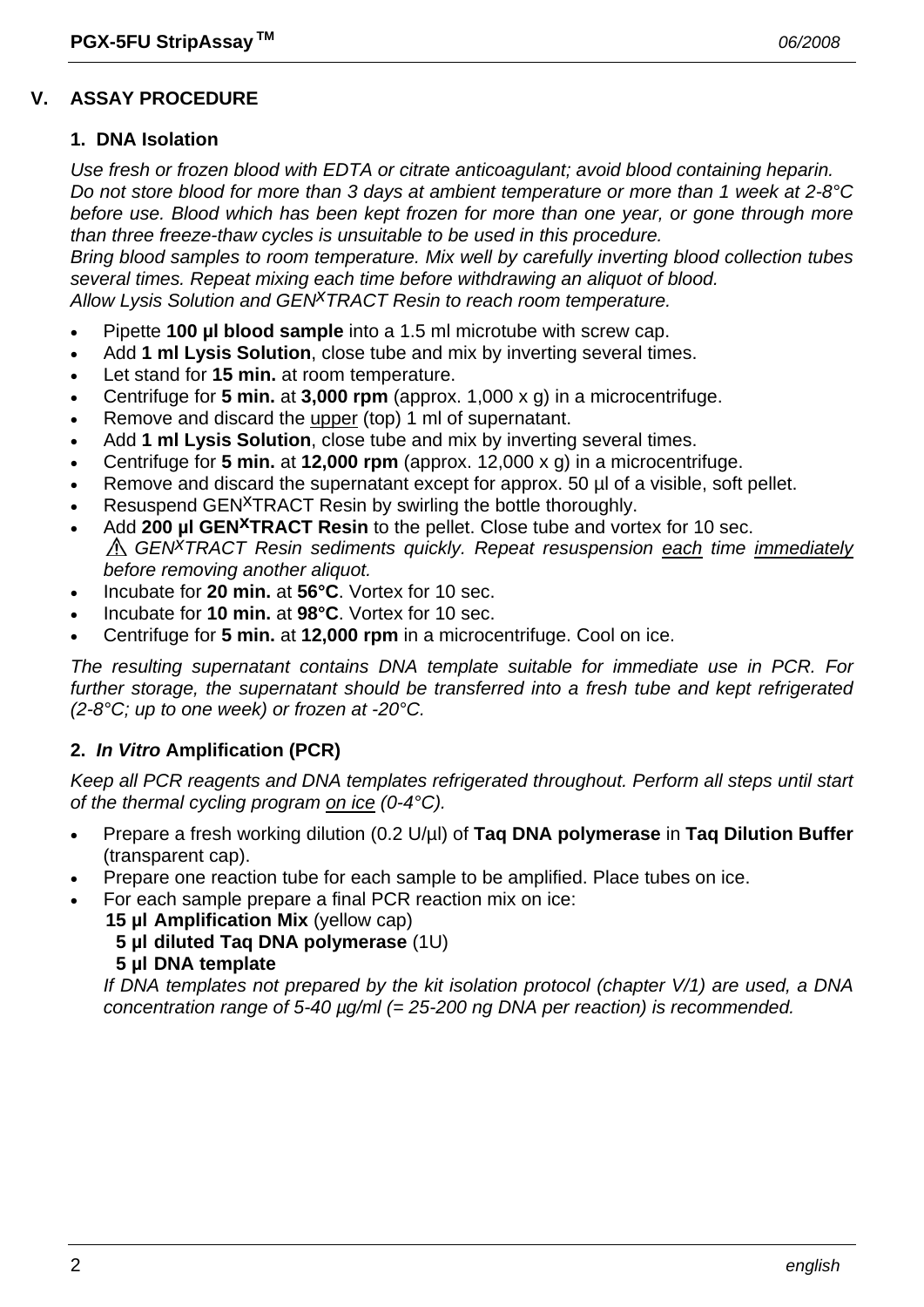## V. ASSAY PROCEDURE

### 1. DNA Isolation

*Use fresh or frozen blood with EDTA or citrate anticoagulant; avoid blood containing heparin. Do not store blood for more than 3 days at ambient temperature or more than 1 week at 2-8°C before use. Blood which has been kept frozen for more than one year, or gone through more than three freeze-thaw cycles is unsuitable to be used in this procedure.*
*Bring blood samples to room temperature. Mix well by carefully inverting blood collection tubes several times. Repeat mixing each time before withdrawing an aliquot of blood.*
*Allow Lysis Solution and GEN$^{X}$TRACT Resin to reach room temperature.*

- Pipette **100 µl blood sample** into a 1.5 ml microtube with screw cap.
- Add **1 ml Lysis Solution**, close tube and mix by inverting several times.
- Let stand for **15 min.** at room temperature.
- Centrifuge for **5 min.** at **3,000 rpm** (approx. 1,000 x g) in a microcentrifuge.
- Remove and discard the upper (top) 1 ml of supernatant.
- Add **1 ml Lysis Solution**, close tube and mix by inverting several times.
- Centrifuge for **5 min.** at **12,000 rpm** (approx. 12,000 x g) in a microcentrifuge.
- Remove and discard the supernatant except for approx. 50 µl of a visible, soft pellet.
- Resuspend GEN$^{X}$TRACT Resin by swirling the bottle thoroughly.
- Add **200 µl GEN$^{X}$TRACT Resin** to the pellet. Close tube and vortex for 10 sec.
  ⚠ *GEN$^{X}$TRACT Resin sediments quickly. Repeat resuspension each time immediately before removing another aliquot.*
- Incubate for **20 min.** at **56°C**. Vortex for 10 sec.
- Incubate for **10 min.** at **98°C**. Vortex for 10 sec.
- Centrifuge for **5 min.** at **12,000 rpm** in a microcentrifuge. Cool on ice.

*The resulting supernatant contains DNA template suitable for immediate use in PCR. For further storage, the supernatant should be transferred into a fresh tube and kept refrigerated (2-8°C; up to one week) or frozen at -20°C.*

### 2. *In Vitro* Amplification (PCR)

*Keep all PCR reagents and DNA templates refrigerated throughout. Perform all steps until start of the thermal cycling program on ice (0-4°C).*

- Prepare a fresh working dilution (0.2 U/µl) of **Taq DNA polymerase** in **Taq Dilution Buffer** (transparent cap).
- Prepare one reaction tube for each sample to be amplified. Place tubes on ice.
- For each sample prepare a final PCR reaction mix on ice:
  **15 µl Amplification Mix** (yellow cap)
  **5 µl diluted Taq DNA polymerase** (1U)
  **5 µl DNA template**
  *If DNA templates not prepared by the kit isolation protocol (chapter V/1) are used, a DNA concentration range of 5-40 µg/ml (= 25-200 ng DNA per reaction) is recommended.*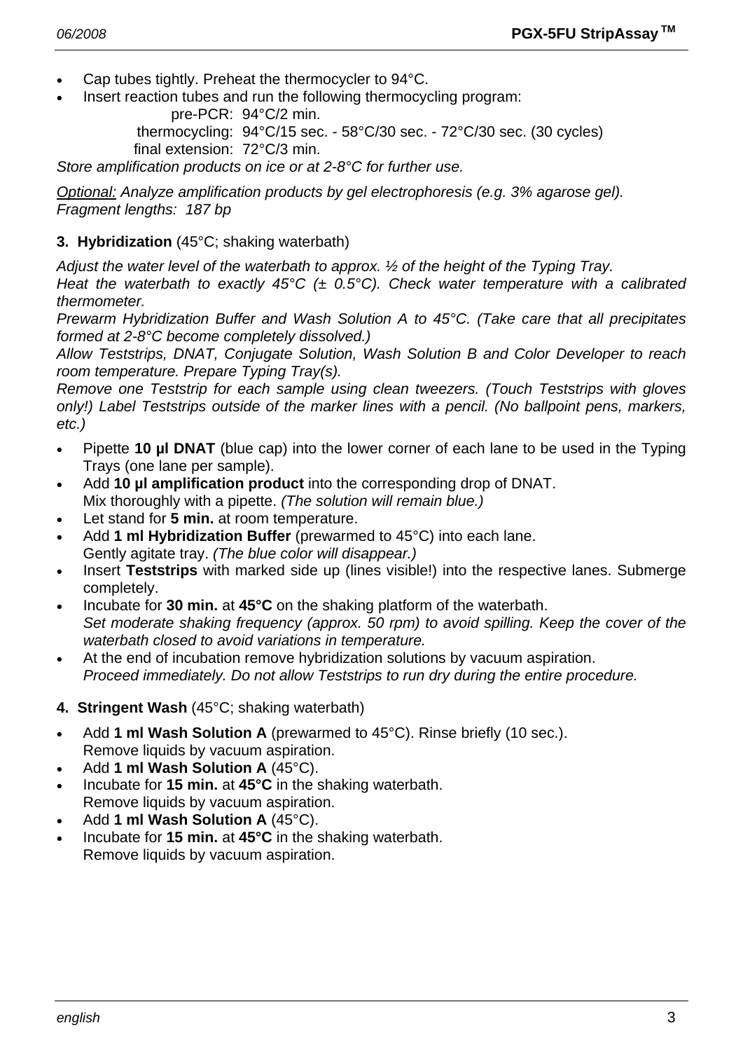- Cap tubes tightly. Preheat the thermocycler to 94°C.
- Insert reaction tubes and run the following thermocycling program:

  pre-PCR: 94°C/2 min.
  thermocycling: 94°C/15 sec. - 58°C/30 sec. - 72°C/30 sec. (30 cycles)
  final extension: 72°C/3 min.

*Store amplification products on ice or at 2-8°C for further use.*

*<u>Optional:</u> Analyze amplification products by gel electrophoresis (e.g. 3% agarose gel).*
*Fragment lengths: 187 bp*

**3. Hybridization** (45°C; shaking waterbath)

*Adjust the water level of the waterbath to approx. ½ of the height of the Typing Tray.*
*Heat the waterbath to exactly 45°C (± 0.5°C). Check water temperature with a calibrated thermometer.*
*Prewarm Hybridization Buffer and Wash Solution A to 45°C. (Take care that all precipitates formed at 2-8°C become completely dissolved.)*
*Allow Teststrips, DNAT, Conjugate Solution, Wash Solution B and Color Developer to reach room temperature. Prepare Typing Tray(s).*
*Remove one Teststrip for each sample using clean tweezers. (Touch Teststrips with gloves only!) Label Teststrips outside of the marker lines with a pencil. (No ballpoint pens, markers, etc.)*

- Pipette **10 µl DNAT** (blue cap) into the lower corner of each lane to be used in the Typing Trays (one lane per sample).
- Add **10 µl amplification product** into the corresponding drop of DNAT. Mix thoroughly with a pipette. *(The solution will remain blue.)*
- Let stand for **5 min.** at room temperature.
- Add **1 ml Hybridization Buffer** (prewarmed to 45°C) into each lane. Gently agitate tray. *(The blue color will disappear.)*
- Insert **Teststrips** with marked side up (lines visible!) into the respective lanes. Submerge completely.
- Incubate for **30 min.** at **45°C** on the shaking platform of the waterbath. *Set moderate shaking frequency (approx. 50 rpm) to avoid spilling. Keep the cover of the waterbath closed to avoid variations in temperature.*
- At the end of incubation remove hybridization solutions by vacuum aspiration. *Proceed immediately. Do not allow Teststrips to run dry during the entire procedure.*

**4. Stringent Wash** (45°C; shaking waterbath)

- Add **1 ml Wash Solution A** (prewarmed to 45°C). Rinse briefly (10 sec.). Remove liquids by vacuum aspiration.
- Add **1 ml Wash Solution A** (45°C).
- Incubate for **15 min.** at **45°C** in the shaking waterbath. Remove liquids by vacuum aspiration.
- Add **1 ml Wash Solution A** (45°C).
- Incubate for **15 min.** at **45°C** in the shaking waterbath. Remove liquids by vacuum aspiration.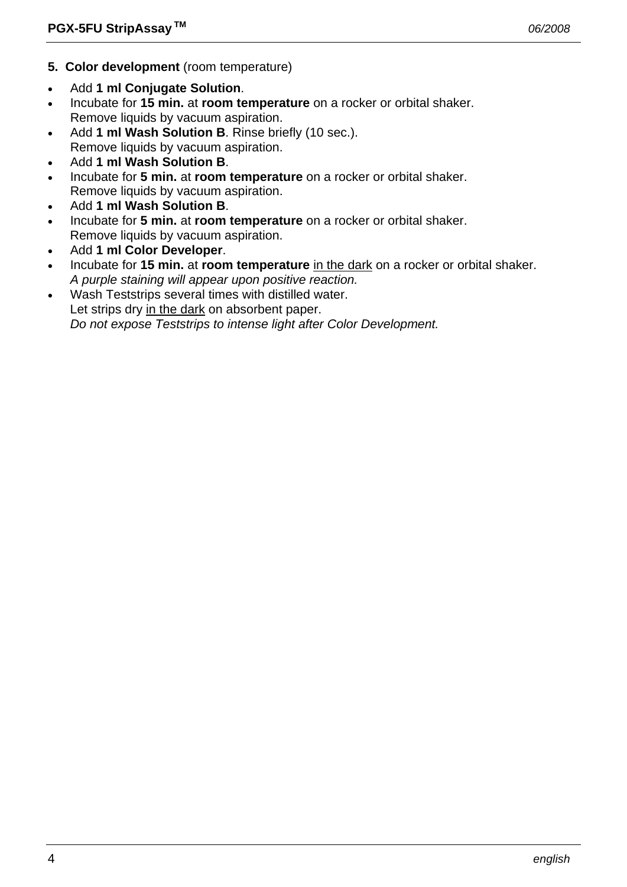**5. Color development** (room temperature)

- Add **1 ml Conjugate Solution**.
- Incubate for **15 min.** at **room temperature** on a rocker or orbital shaker.
  Remove liquids by vacuum aspiration.
- Add **1 ml Wash Solution B**. Rinse briefly (10 sec.).
  Remove liquids by vacuum aspiration.
- Add **1 ml Wash Solution B**.
- Incubate for **5 min.** at **room temperature** on a rocker or orbital shaker.
  Remove liquids by vacuum aspiration.
- Add **1 ml Wash Solution B**.
- Incubate for **5 min.** at **room temperature** on a rocker or orbital shaker.
  Remove liquids by vacuum aspiration.
- Add **1 ml Color Developer**.
- Incubate for **15 min.** at **room temperature** <u>in the dark</u> on a rocker or orbital shaker.
  *A purple staining will appear upon positive reaction.*
- Wash Teststrips several times with distilled water.
  Let strips dry <u>in the dark</u> on absorbent paper.
  *Do not expose Teststrips to intense light after Color Development.*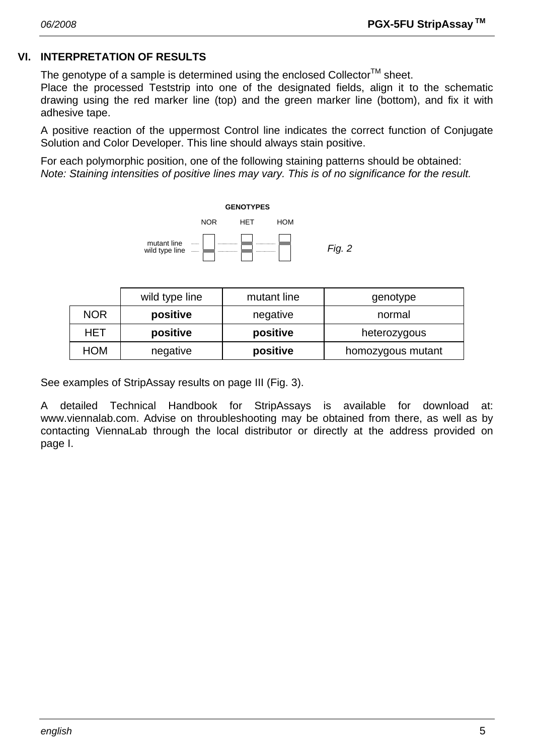## VI. INTERPRETATION OF RESULTS

The genotype of a sample is determined using the enclosed Collector™ sheet.
Place the processed Teststrip into one of the designated fields, align it to the schematic drawing using the red marker line (top) and the green marker line (bottom), and fix it with adhesive tape.

A positive reaction of the uppermost Control line indicates the correct function of Conjugate Solution and Color Developer. This line should always stain positive.

For each polymorphic position, one of the following staining patterns should be obtained:
*Note: Staining intensities of positive lines may vary. This is of no significance for the result.*

GENOTYPES

NOR HET HOM

mutant line
wild type line

*Fig. 2*

| | wild type line | mutant line | genotype |
|---|---|---|---|
| NOR | **positive** | negative | normal |
| HET | **positive** | **positive** | heterozygous |
| HOM | negative | **positive** | homozygous mutant |

See examples of StripAssay results on page III (Fig. 3).

A detailed Technical Handbook for StripAssays is available for download at: www.viennalab.com. Advise on throubleshooting may be obtained from there, as well as by contacting ViennaLab through the local distributor or directly at the address provided on page I.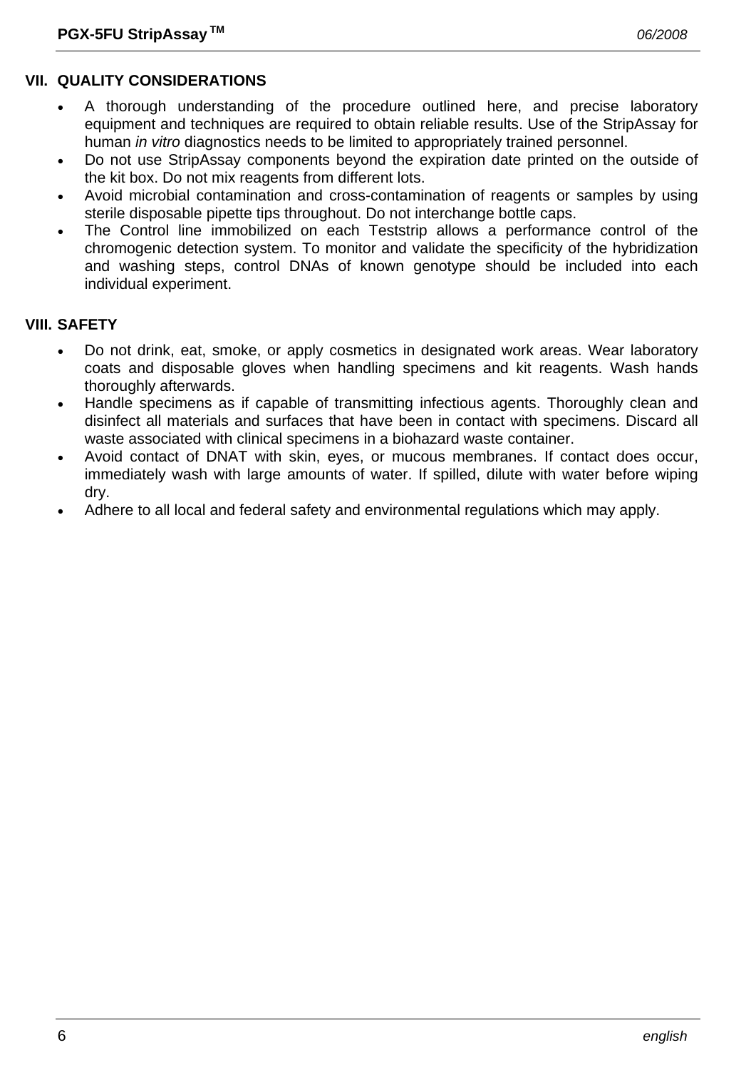## VII. QUALITY CONSIDERATIONS

- A thorough understanding of the procedure outlined here, and precise laboratory equipment and techniques are required to obtain reliable results. Use of the StripAssay for human *in vitro* diagnostics needs to be limited to appropriately trained personnel.
- Do not use StripAssay components beyond the expiration date printed on the outside of the kit box. Do not mix reagents from different lots.
- Avoid microbial contamination and cross-contamination of reagents or samples by using sterile disposable pipette tips throughout. Do not interchange bottle caps.
- The Control line immobilized on each Teststrip allows a performance control of the chromogenic detection system. To monitor and validate the specificity of the hybridization and washing steps, control DNAs of known genotype should be included into each individual experiment.

## VIII. SAFETY

- Do not drink, eat, smoke, or apply cosmetics in designated work areas. Wear laboratory coats and disposable gloves when handling specimens and kit reagents. Wash hands thoroughly afterwards.
- Handle specimens as if capable of transmitting infectious agents. Thoroughly clean and disinfect all materials and surfaces that have been in contact with specimens. Discard all waste associated with clinical specimens in a biohazard waste container.
- Avoid contact of DNAT with skin, eyes, or mucous membranes. If contact does occur, immediately wash with large amounts of water. If spilled, dilute with water before wiping dry.
- Adhere to all local and federal safety and environmental regulations which may apply.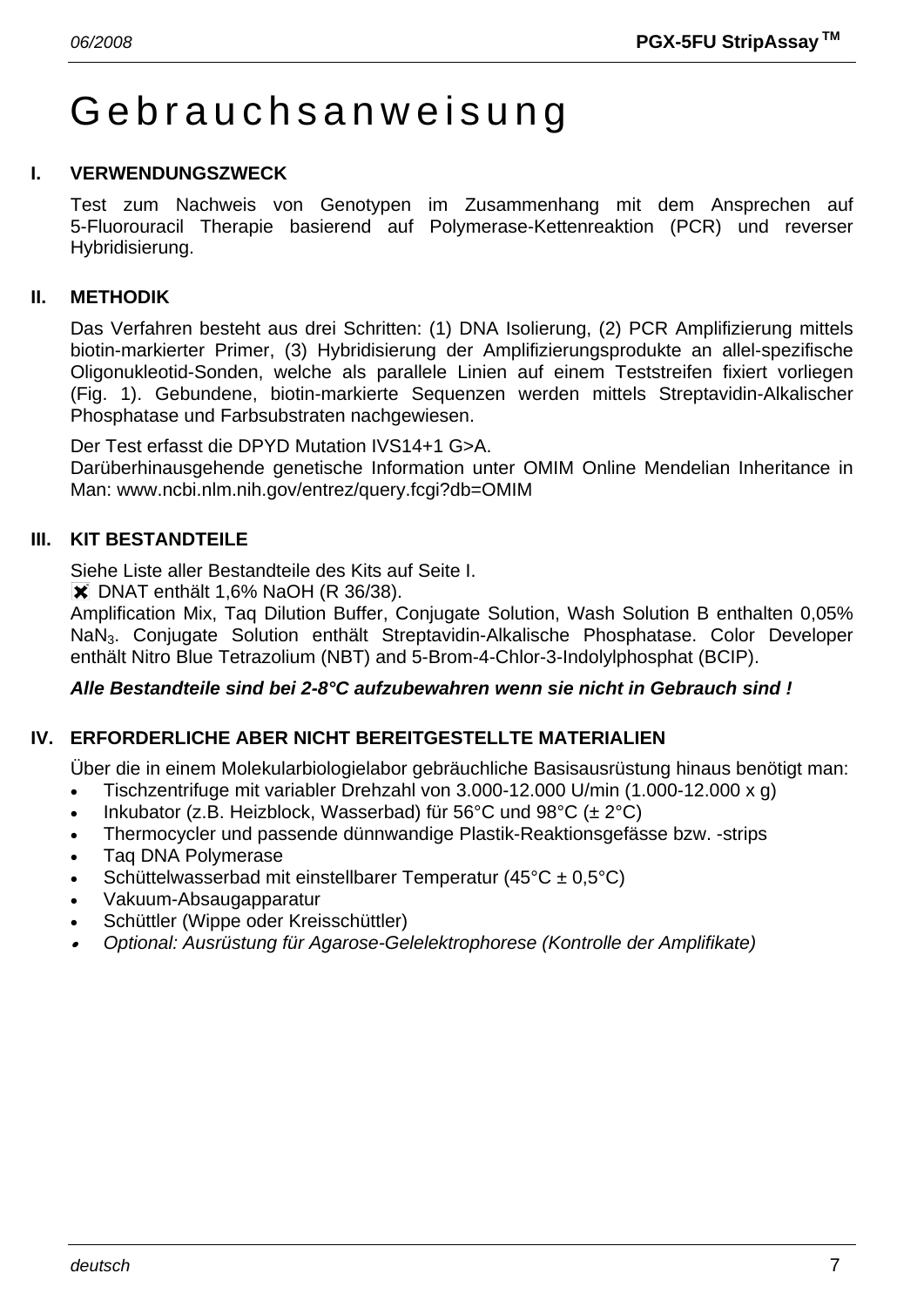# Gebrauchsanweisung

## I. VERWENDUNGSZWECK

Test zum Nachweis von Genotypen im Zusammenhang mit dem Ansprechen auf 5-Fluorouracil Therapie basierend auf Polymerase-Kettenreaktion (PCR) und reverser Hybridisierung.

## II. METHODIK

Das Verfahren besteht aus drei Schritten: (1) DNA Isolierung, (2) PCR Amplifizierung mittels biotin-markierter Primer, (3) Hybridisierung der Amplifizierungsprodukte an allel-spezifische Oligonukleotid-Sonden, welche als parallele Linien auf einem Teststreifen fixiert vorliegen (Fig. 1). Gebundene, biotin-markierte Sequenzen werden mittels Streptavidin-Alkalischer Phosphatase und Farbsubstraten nachgewiesen.

Der Test erfasst die DPYD Mutation IVS14+1 G>A.
Darüberhinausgehende genetische Information unter OMIM Online Mendelian Inheritance in Man: www.ncbi.nlm.nih.gov/entrez/query.fcgi?db=OMIM

## III. KIT BESTANDTEILE

Siehe Liste aller Bestandteile des Kits auf Seite I.
✖ DNAT enthält 1,6% NaOH (R 36/38).
Amplification Mix, Taq Dilution Buffer, Conjugate Solution, Wash Solution B enthalten 0,05% $NaN_3$. Conjugate Solution enthält Streptavidin-Alkalische Phosphatase. Color Developer enthält Nitro Blue Tetrazolium (NBT) and 5-Brom-4-Chlor-3-Indolylphosphat (BCIP).

***Alle Bestandteile sind bei 2-8°C aufzubewahren wenn sie nicht in Gebrauch sind !***

## IV. ERFORDERLICHE ABER NICHT BEREITGESTELLTE MATERIALIEN

Über die in einem Molekularbiologielabor gebräuchliche Basisausrüstung hinaus benötigt man:

- Tischzentrifuge mit variabler Drehzahl von 3.000-12.000 U/min (1.000-12.000 x g)
- Inkubator (z.B. Heizblock, Wasserbad) für 56°C und 98°C (± 2°C)
- Thermocycler und passende dünnwandige Plastik-Reaktionsgefässe bzw. -strips
- Taq DNA Polymerase
- Schüttelwasserbad mit einstellbarer Temperatur (45°C ± 0,5°C)
- Vakuum-Absaugapparatur
- Schüttler (Wippe oder Kreisschüttler)
- *Optional: Ausrüstung für Agarose-Gelelektrophorese (Kontrolle der Amplifikate)*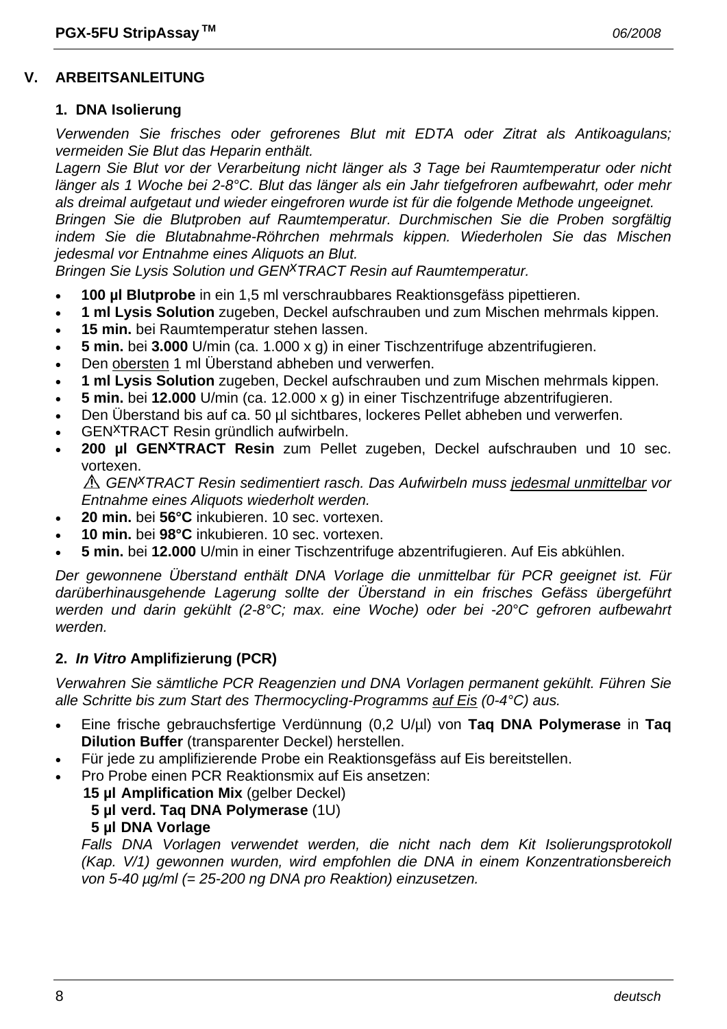## V. ARBEITSANLEITUNG

### 1. DNA Isolierung

*Verwenden Sie frisches oder gefrorenes Blut mit EDTA oder Zitrat als Antikoagulans; vermeiden Sie Blut das Heparin enthält.*
*Lagern Sie Blut vor der Verarbeitung nicht länger als 3 Tage bei Raumtemperatur oder nicht länger als 1 Woche bei 2-8°C. Blut das länger als ein Jahr tiefgefroren aufbewahrt, oder mehr als dreimal aufgetaut und wieder eingefroren wurde ist für die folgende Methode ungeeignet.*
*Bringen Sie die Blutproben auf Raumtemperatur. Durchmischen Sie die Proben sorgfältig indem Sie die Blutabnahme-Röhrchen mehrmals kippen. Wiederholen Sie das Mischen jedesmal vor Entnahme eines Aliquots an Blut.*
*Bringen Sie Lysis Solution und GEN$^{X}$TRACT Resin auf Raumtemperatur.*

- **100 µl Blutprobe** in ein 1,5 ml verschraubbares Reaktionsgefäss pipettieren.
- **1 ml Lysis Solution** zugeben, Deckel aufschrauben und zum Mischen mehrmals kippen.
- **15 min.** bei Raumtemperatur stehen lassen.
- **5 min.** bei **3.000** U/min (ca. 1.000 x g) in einer Tischzentrifuge abzentrifugieren.
- Den <u>obersten</u> 1 ml Überstand abheben und verwerfen.
- **1 ml Lysis Solution** zugeben, Deckel aufschrauben und zum Mischen mehrmals kippen.
- **5 min.** bei **12.000** U/min (ca. 12.000 x g) in einer Tischzentrifuge abzentrifugieren.
- Den Überstand bis auf ca. 50 µl sichtbares, lockeres Pellet abheben und verwerfen.
- GEN$^{X}$TRACT Resin gründlich aufwirbeln.
- **200 µl GEN$^{X}$TRACT Resin** zum Pellet zugeben, Deckel aufschrauben und 10 sec. vortexen.
  ⚠ *GEN$^{X}$TRACT Resin sedimentiert rasch. Das Aufwirbeln muss <u>jedesmal unmittelbar</u> vor Entnahme eines Aliquots wiederholt werden.*
- **20 min.** bei **56°C** inkubieren. 10 sec. vortexen.
- **10 min.** bei **98°C** inkubieren. 10 sec. vortexen.
- **5 min.** bei **12.000** U/min in einer Tischzentrifuge abzentrifugieren. Auf Eis abkühlen.

*Der gewonnene Überstand enthält DNA Vorlage die unmittelbar für PCR geeignet ist. Für darüberhinausgehende Lagerung sollte der Überstand in ein frisches Gefäss übergeführt werden und darin gekühlt (2-8°C; max. eine Woche) oder bei -20°C gefroren aufbewahrt werden.*

### 2. *In Vitro* Amplifizierung (PCR)

*Verwahren Sie sämtliche PCR Reagenzien und DNA Vorlagen permanent gekühlt. Führen Sie alle Schritte bis zum Start des Thermocycling-Programms <u>auf Eis</u> (0-4°C) aus.*

- Eine frische gebrauchsfertige Verdünnung (0,2 U/µl) von **Taq DNA Polymerase** in **Taq Dilution Buffer** (transparenter Deckel) herstellen.
- Für jede zu amplifizierende Probe ein Reaktionsgefäss auf Eis bereitstellen.
- Pro Probe einen PCR Reaktionsmix auf Eis ansetzen:
  **15 µl Amplification Mix** (gelber Deckel)
  **5 µl verd. Taq DNA Polymerase** (1U)
  **5 µl DNA Vorlage**
  *Falls DNA Vorlagen verwendet werden, die nicht nach dem Kit Isolierungsprotokoll (Kap. V/1) gewonnen wurden, wird empfohlen die DNA in einem Konzentrationsbereich von 5-40 µg/ml (= 25-200 ng DNA pro Reaktion) einzusetzen.*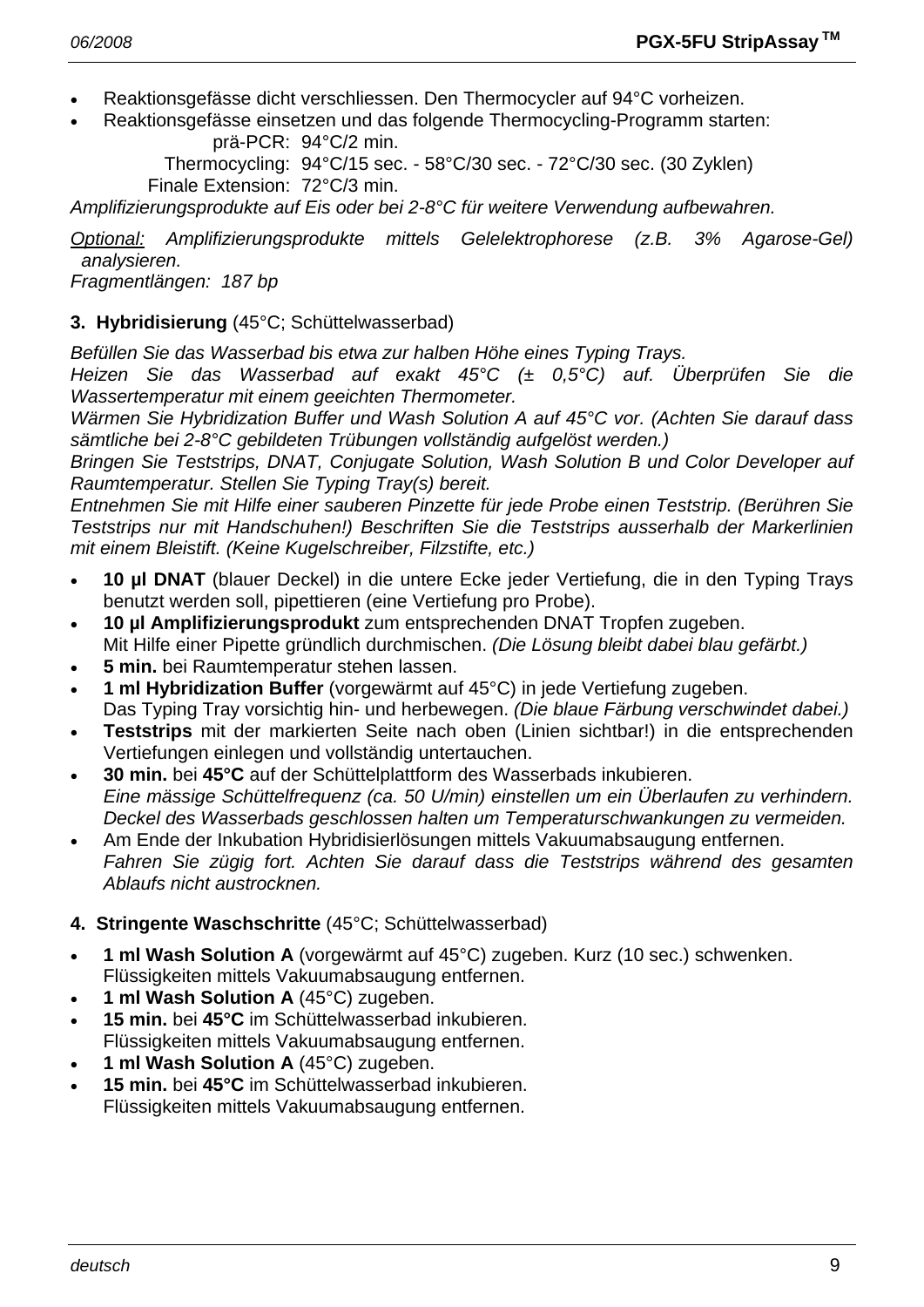- Reaktionsgefässe dicht verschliessen. Den Thermocycler auf 94°C vorheizen.
- Reaktionsgefässe einsetzen und das folgende Thermocycling-Programm starten:

  prä-PCR: 94°C/2 min.
  Thermocycling: 94°C/15 sec. - 58°C/30 sec. - 72°C/30 sec. (30 Zyklen)
  Finale Extension: 72°C/3 min.

*Amplifizierungsprodukte auf Eis oder bei 2-8°C für weitere Verwendung aufbewahren.*

*<u>Optional:</u> Amplifizierungsprodukte mittels Gelelektrophorese (z.B. 3% Agarose-Gel) analysieren.*
*Fragmentlängen: 187 bp*

**3. Hybridisierung** (45°C; Schüttelwasserbad)

*Befüllen Sie das Wasserbad bis etwa zur halben Höhe eines Typing Trays.*
*Heizen Sie das Wasserbad auf exakt 45°C (± 0,5°C) auf. Überprüfen Sie die Wassertemperatur mit einem geeichten Thermometer.*
*Wärmen Sie Hybridization Buffer und Wash Solution A auf 45°C vor. (Achten Sie darauf dass sämtliche bei 2-8°C gebildeten Trübungen vollständig aufgelöst werden.)*
*Bringen Sie Teststrips, DNAT, Conjugate Solution, Wash Solution B und Color Developer auf Raumtemperatur. Stellen Sie Typing Tray(s) bereit.*
*Entnehmen Sie mit Hilfe einer sauberen Pinzette für jede Probe einen Teststrip. (Berühren Sie Teststrips nur mit Handschuhen!) Beschriften Sie die Teststrips ausserhalb der Markerlinien mit einem Bleistift. (Keine Kugelschreiber, Filzstifte, etc.)*

- **10 µl DNAT** (blauer Deckel) in die untere Ecke jeder Vertiefung, die in den Typing Trays benutzt werden soll, pipettieren (eine Vertiefung pro Probe).
- **10 µl Amplifizierungsprodukt** zum entsprechenden DNAT Tropfen zugeben.
  Mit Hilfe einer Pipette gründlich durchmischen. *(Die Lösung bleibt dabei blau gefärbt.)*
- **5 min.** bei Raumtemperatur stehen lassen.
- **1 ml Hybridization Buffer** (vorgewärmt auf 45°C) in jede Vertiefung zugeben.
  Das Typing Tray vorsichtig hin- und herbewegen. *(Die blaue Färbung verschwindet dabei.)*
- **Teststrips** mit der markierten Seite nach oben (Linien sichtbar!) in die entsprechenden Vertiefungen einlegen und vollständig untertauchen.
- **30 min.** bei **45°C** auf der Schüttelplattform des Wasserbads inkubieren.
  *Eine mässige Schüttelfrequenz (ca. 50 U/min) einstellen um ein Überlaufen zu verhindern. Deckel des Wasserbads geschlossen halten um Temperaturschwankungen zu vermeiden.*
- Am Ende der Inkubation Hybridisierlösungen mittels Vakuumabsaugung entfernen.
  *Fahren Sie zügig fort. Achten Sie darauf dass die Teststrips während des gesamten Ablaufs nicht austrocknen.*

**4. Stringente Waschschritte** (45°C; Schüttelwasserbad)

- **1 ml Wash Solution A** (vorgewärmt auf 45°C) zugeben. Kurz (10 sec.) schwenken.
  Flüssigkeiten mittels Vakuumabsaugung entfernen.
- **1 ml Wash Solution A** (45°C) zugeben.
- **15 min.** bei **45°C** im Schüttelwasserbad inkubieren.
  Flüssigkeiten mittels Vakuumabsaugung entfernen.
- **1 ml Wash Solution A** (45°C) zugeben.
- **15 min.** bei **45°C** im Schüttelwasserbad inkubieren.
  Flüssigkeiten mittels Vakuumabsaugung entfernen.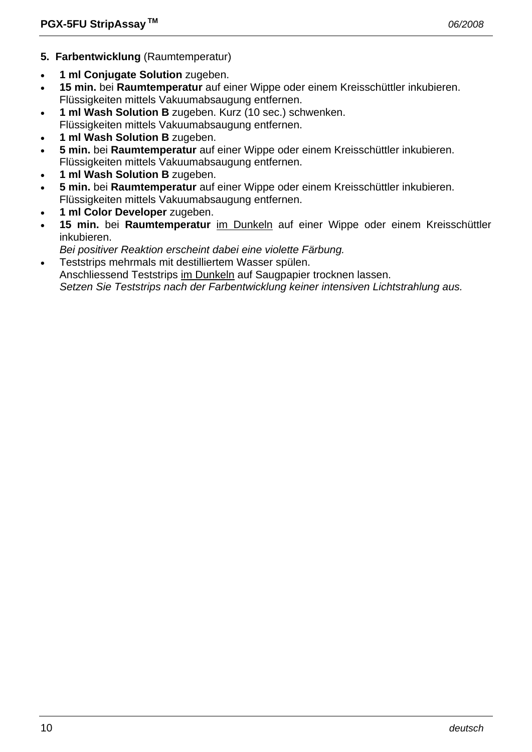### 5. **Farbentwicklung** (Raumtemperatur)

- **1 ml Conjugate Solution** zugeben.
- **15 min.** bei **Raumtemperatur** auf einer Wippe oder einem Kreisschüttler inkubieren.
  Flüssigkeiten mittels Vakuumabsaugung entfernen.
- **1 ml Wash Solution B** zugeben. Kurz (10 sec.) schwenken.
  Flüssigkeiten mittels Vakuumabsaugung entfernen.
- **1 ml Wash Solution B** zugeben.
- **5 min.** bei **Raumtemperatur** auf einer Wippe oder einem Kreisschüttler inkubieren.
  Flüssigkeiten mittels Vakuumabsaugung entfernen.
- **1 ml Wash Solution B** zugeben.
- **5 min.** bei **Raumtemperatur** auf einer Wippe oder einem Kreisschüttler inkubieren.
  Flüssigkeiten mittels Vakuumabsaugung entfernen.
- **1 ml Color Developer** zugeben.
- **15 min.** bei **Raumtemperatur** im Dunkeln auf einer Wippe oder einem Kreisschüttler inkubieren.
  *Bei positiver Reaktion erscheint dabei eine violette Färbung.*
- Teststrips mehrmals mit destilliertem Wasser spülen.
  Anschliessend Teststrips im Dunkeln auf Saugpapier trocknen lassen.
  *Setzen Sie Teststrips nach der Farbentwicklung keiner intensiven Lichtstrahlung aus.*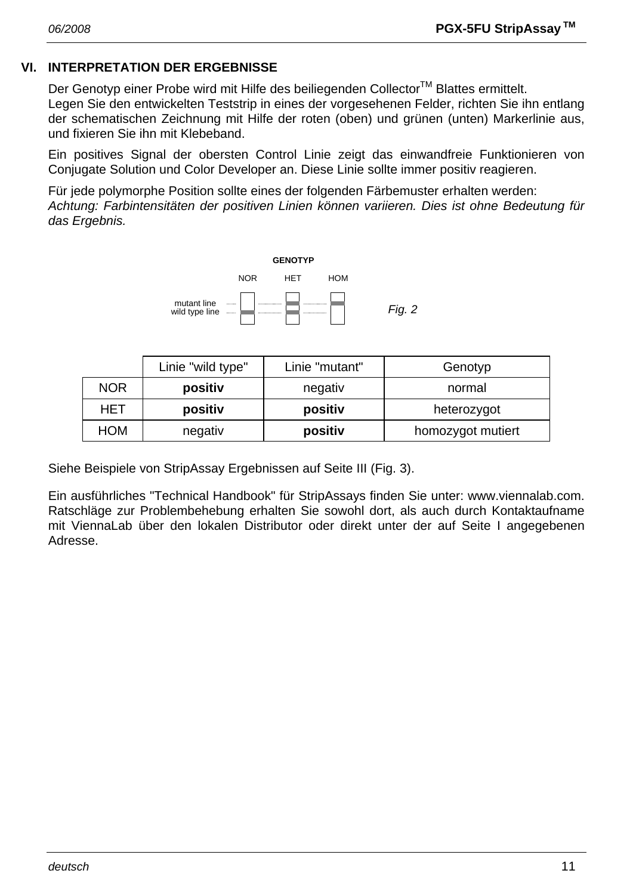## VI. INTERPRETATION DER ERGEBNISSE

Der Genotyp einer Probe wird mit Hilfe des beiliegenden Collector™ Blattes ermittelt.
Legen Sie den entwickelten Teststrip in eines der vorgesehenen Felder, richten Sie ihn entlang der schematischen Zeichnung mit Hilfe der roten (oben) und grünen (unten) Markerlinie aus, und fixieren Sie ihn mit Klebeband.

Ein positives Signal der obersten Control Linie zeigt das einwandfreie Funktionieren von Conjugate Solution und Color Developer an. Diese Linie sollte immer positiv reagieren.

Für jede polymorphe Position sollte eines der folgenden Färbemuster erhalten werden:
*Achtung: Farbintensitäten der positiven Linien können variieren. Dies ist ohne Bedeutung für das Ergebnis.*

**GENOTYP**

NOR HET HOM

mutant line
wild type line

*Fig. 2*

| | Linie "wild type" | Linie "mutant" | Genotyp |
|---|---|---|---|
| NOR | **positiv** | negativ | normal |
| HET | **positiv** | **positiv** | heterozygot |
| HOM | negativ | **positiv** | homozygot mutiert |

Siehe Beispiele von StripAssay Ergebnissen auf Seite III (Fig. 3).

Ein ausführliches "Technical Handbook" für StripAssays finden Sie unter: www.viennalab.com. Ratschläge zur Problembehebung erhalten Sie sowohl dort, als auch durch Kontaktaufname mit ViennaLab über den lokalen Distributor oder direkt unter der auf Seite I angegebenen Adresse.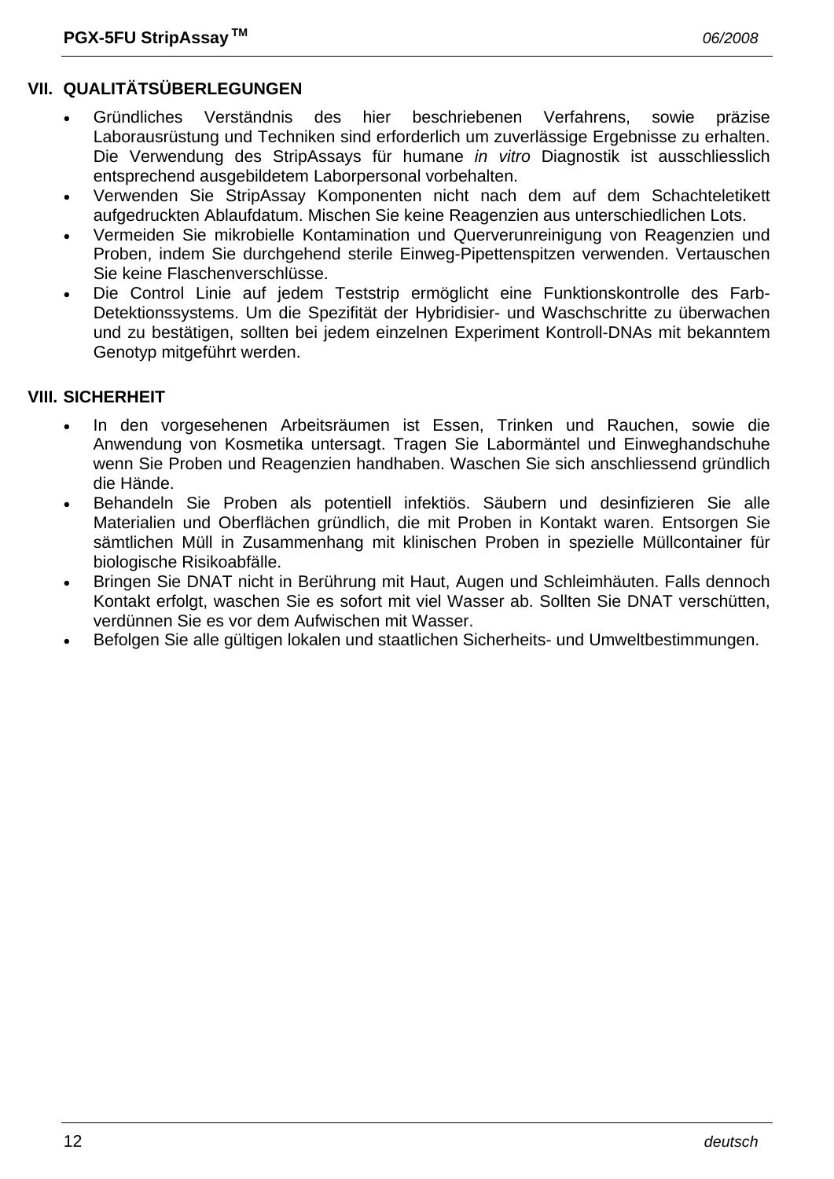## VII. QUALITÄTSÜBERLEGUNGEN

- Gründliches Verständnis des hier beschriebenen Verfahrens, sowie präzise Laborausrüstung und Techniken sind erforderlich um zuverlässige Ergebnisse zu erhalten. Die Verwendung des StripAssays für humane *in vitro* Diagnostik ist ausschliesslich entsprechend ausgebildetem Laborpersonal vorbehalten.
- Verwenden Sie StripAssay Komponenten nicht nach dem auf dem Schachteletikett aufgedruckten Ablaufdatum. Mischen Sie keine Reagenzien aus unterschiedlichen Lots.
- Vermeiden Sie mikrobielle Kontamination und Querverunreinigung von Reagenzien und Proben, indem Sie durchgehend sterile Einweg-Pipettenspitzen verwenden. Vertauschen Sie keine Flaschenverschlüsse.
- Die Control Linie auf jedem Teststrip ermöglicht eine Funktionskontrolle des Farb-Detektionssystems. Um die Spezifität der Hybridisier- und Waschschritte zu überwachen und zu bestätigen, sollten bei jedem einzelnen Experiment Kontroll-DNAs mit bekanntem Genotyp mitgeführt werden.

## VIII. SICHERHEIT

- In den vorgesehenen Arbeitsräumen ist Essen, Trinken und Rauchen, sowie die Anwendung von Kosmetika untersagt. Tragen Sie Labormäntel und Einweghandschuhe wenn Sie Proben und Reagenzien handhaben. Waschen Sie sich anschliessend gründlich die Hände.
- Behandeln Sie Proben als potentiell infektiös. Säubern und desinfizieren Sie alle Materialien und Oberflächen gründlich, die mit Proben in Kontakt waren. Entsorgen Sie sämtlichen Müll in Zusammenhang mit klinischen Proben in spezielle Müllcontainer für biologische Risikoabfälle.
- Bringen Sie DNAT nicht in Berührung mit Haut, Augen und Schleimhäuten. Falls dennoch Kontakt erfolgt, waschen Sie es sofort mit viel Wasser ab. Sollten Sie DNAT verschütten, verdünnen Sie es vor dem Aufwischen mit Wasser.
- Befolgen Sie alle gültigen lokalen und staatlichen Sicherheits- und Umweltbestimmungen.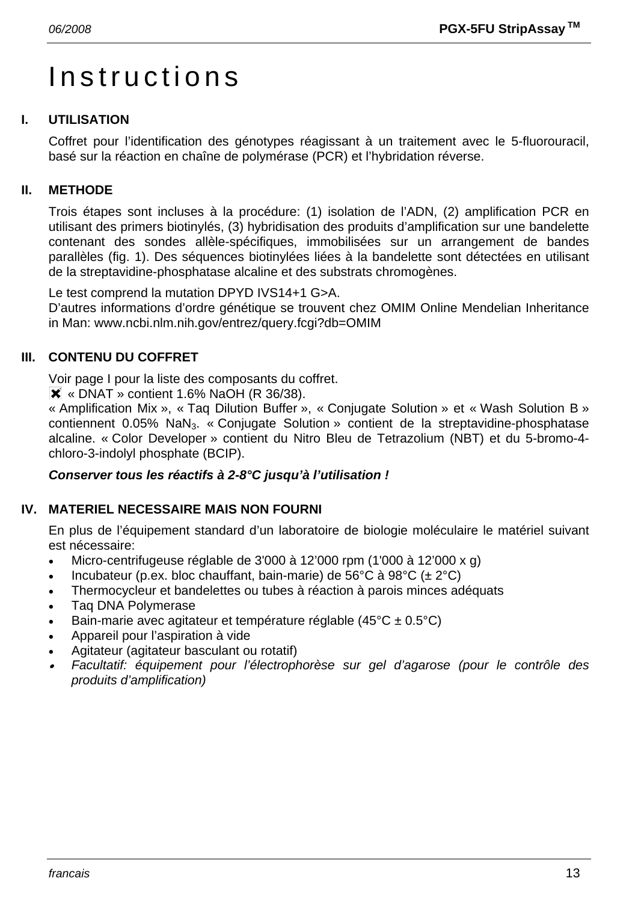# Instructions

## I. UTILISATION

Coffret pour l'identification des génotypes réagissant à un traitement avec le 5-fluorouracil, basé sur la réaction en chaîne de polymérase (PCR) et l'hybridation réverse.

## II. METHODE

Trois étapes sont incluses à la procédure: (1) isolation de l'ADN, (2) amplification PCR en utilisant des primers biotinylés, (3) hybridisation des produits d'amplification sur une bandelette contenant des sondes allèle-spécifiques, immobilisées sur un arrangement de bandes parallèles (fig. 1). Des séquences biotinylées liées à la bandelette sont détectées en utilisant de la streptavidine-phosphatase alcaline et des substrats chromogènes.

Le test comprend la mutation DPYD IVS14+1 G>A.
D'autres informations d'ordre génétique se trouvent chez OMIM Online Mendelian Inheritance in Man: www.ncbi.nlm.nih.gov/entrez/query.fcgi?db=OMIM

## III. CONTENU DU COFFRET

Voir page I pour la liste des composants du coffret.
✖ « DNAT » contient 1.6% NaOH (R 36/38).
« Amplification Mix », « Taq Dilution Buffer », « Conjugate Solution » et « Wash Solution B » contiennent 0.05% $NaN_3$. « Conjugate Solution » contient de la streptavidine-phosphatase alcaline. « Color Developer » contient du Nitro Bleu de Tetrazolium (NBT) et du 5-bromo-4-chloro-3-indolyl phosphate (BCIP).

***Conserver tous les réactifs à 2-8°C jusqu'à l'utilisation !***

## IV. MATERIEL NECESSAIRE MAIS NON FOURNI

En plus de l'équipement standard d'un laboratoire de biologie moléculaire le matériel suivant est nécessaire:

- Micro-centrifugeuse réglable de 3'000 à 12'000 rpm (1'000 à 12'000 x g)
- Incubateur (p.ex. bloc chauffant, bain-marie) de 56°C à 98°C (± 2°C)
- Thermocycleur et bandelettes ou tubes à réaction à parois minces adéquats
- Taq DNA Polymerase
- Bain-marie avec agitateur et température réglable (45°C ± 0.5°C)
- Appareil pour l'aspiration à vide
- Agitateur (agitateur basculant ou rotatif)
- *Facultatif: équipement pour l'électrophorèse sur gel d'agarose (pour le contrôle des produits d'amplification)*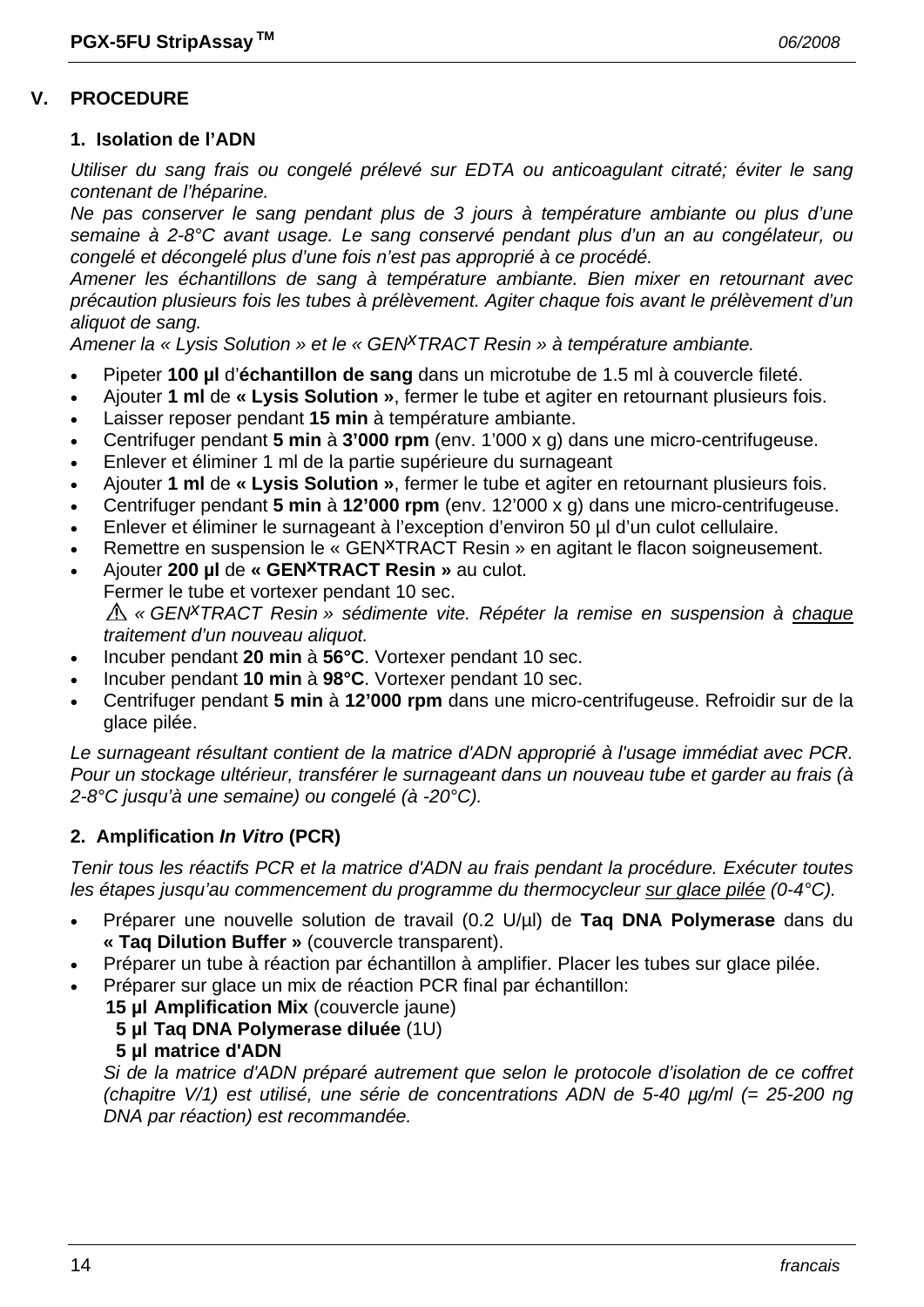## V. PROCEDURE

### 1. Isolation de l'ADN

*Utiliser du sang frais ou congelé prélevé sur EDTA ou anticoagulant citraté; éviter le sang contenant de l'héparine.*
*Ne pas conserver le sang pendant plus de 3 jours à température ambiante ou plus d'une semaine à 2-8°C avant usage. Le sang conservé pendant plus d'un an au congélateur, ou congelé et décongelé plus d'une fois n'est pas approprié à ce procédé.*
*Amener les échantillons de sang à température ambiante. Bien mixer en retournant avec précaution plusieurs fois les tubes à prélèvement. Agiter chaque fois avant le prélèvement d'un aliquot de sang.*
*Amener la « Lysis Solution » et le « GEN$^X$TRACT Resin » à température ambiante.*

- Pipeter **100 µl** d'**échantillon de sang** dans un microtube de 1.5 ml à couvercle fileté.
- Ajouter **1 ml** de **« Lysis Solution »**, fermer le tube et agiter en retournant plusieurs fois.
- Laisser reposer pendant **15 min** à température ambiante.
- Centrifuger pendant **5 min** à **3'000 rpm** (env. 1'000 x g) dans une micro-centrifugeuse.
- Enlever et éliminer 1 ml de la partie supérieure du surnageant
- Ajouter **1 ml** de **« Lysis Solution »**, fermer le tube et agiter en retournant plusieurs fois.
- Centrifuger pendant **5 min** à **12'000 rpm** (env. 12'000 x g) dans une micro-centrifugeuse.
- Enlever et éliminer le surnageant à l'exception d'environ 50 µl d'un culot cellulaire.
- Remettre en suspension le « GEN$^X$TRACT Resin » en agitant le flacon soigneusement.
- Ajouter **200 µl** de **« GEN$^X$TRACT Resin »** au culot.
  Fermer le tube et vortexer pendant 10 sec.
  ⚠ *« GEN$^X$TRACT Resin » sédimente vite. Répéter la remise en suspension à chaque traitement d'un nouveau aliquot.*
- Incuber pendant **20 min** à **56°C**. Vortexer pendant 10 sec.
- Incuber pendant **10 min** à **98°C**. Vortexer pendant 10 sec.
- Centrifuger pendant **5 min** à **12'000 rpm** dans une micro-centrifugeuse. Refroidir sur de la glace pilée.

*Le surnageant résultant contient de la matrice d'ADN approprié à l'usage immédiat avec PCR. Pour un stockage ultérieur, transférer le surnageant dans un nouveau tube et garder au frais (à 2-8°C jusqu'à une semaine) ou congelé (à -20°C).*

### 2. Amplification *In Vitro* (PCR)

*Tenir tous les réactifs PCR et la matrice d'ADN au frais pendant la procédure. Exécuter toutes les étapes jusqu'au commencement du programme du thermocycleur sur glace pilée (0-4°C).*

- Préparer une nouvelle solution de travail (0.2 U/µl) de **Taq DNA Polymerase** dans du **« Taq Dilution Buffer »** (couvercle transparent).
- Préparer un tube à réaction par échantillon à amplifier. Placer les tubes sur glace pilée.
- Préparer sur glace un mix de réaction PCR final par échantillon:
  **15 µl Amplification Mix** (couvercle jaune)
  **5 µl Taq DNA Polymerase diluée** (1U)
  **5 µl matrice d'ADN**
  *Si de la matrice d'ADN préparé autrement que selon le protocole d'isolation de ce coffret (chapitre V/1) est utilisé, une série de concentrations ADN de 5-40 µg/ml (= 25-200 ng DNA par réaction) est recommandée.*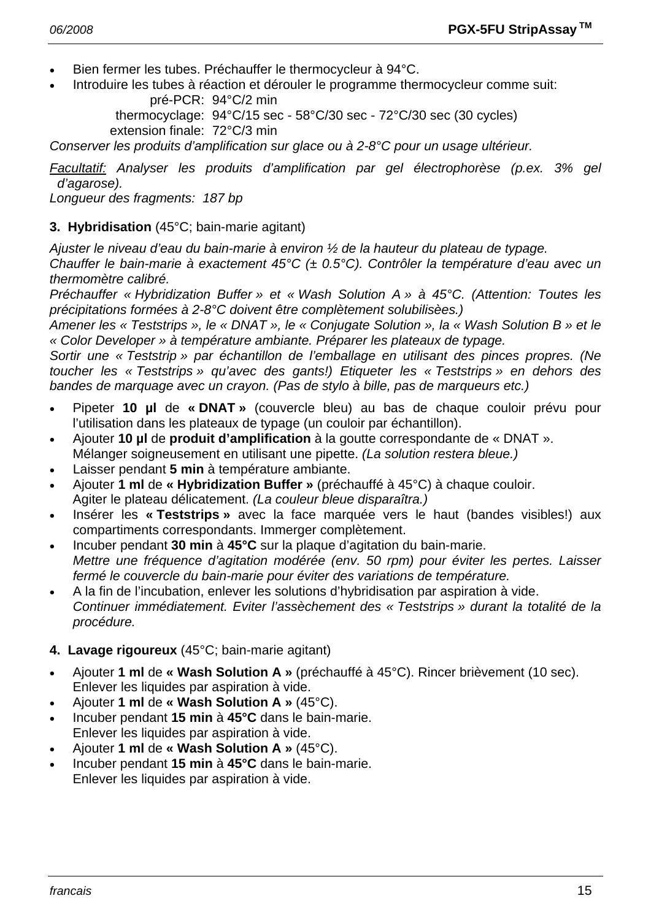- Bien fermer les tubes. Préchauffer le thermocycleur à 94°C.
- Introduire les tubes à réaction et dérouler le programme thermocycleur comme suit:

  pré-PCR: 94°C/2 min
  thermocyclage: 94°C/15 sec - 58°C/30 sec - 72°C/30 sec (30 cycles)
  extension finale: 72°C/3 min

*Conserver les produits d'amplification sur glace ou à 2-8°C pour un usage ultérieur.*

*Facultatif: Analyser les produits d'amplification par gel électrophorèse (p.ex. 3% gel d'agarose).*
*Longueur des fragments: 187 bp*

**3. Hybridisation** (45°C; bain-marie agitant)

*Ajuster le niveau d'eau du bain-marie à environ ½ de la hauteur du plateau de typage.*
*Chauffer le bain-marie à exactement 45°C (± 0.5°C). Contrôler la température d'eau avec un thermomètre calibré.*
*Préchauffer « Hybridization Buffer » et « Wash Solution A » à 45°C. (Attention: Toutes les précipitations formées à 2-8°C doivent être complètement solubilisèes.)*
*Amener les « Teststrips », le « DNAT », le « Conjugate Solution », la « Wash Solution B » et le « Color Developer » à température ambiante. Préparer les plateaux de typage.*
*Sortir une « Teststrip » par échantillon de l'emballage en utilisant des pinces propres. (Ne toucher les « Teststrips » qu'avec des gants!) Etiqueter les « Teststrips » en dehors des bandes de marquage avec un crayon. (Pas de stylo à bille, pas de marqueurs etc.)*

- Pipeter **10 µl** de **« DNAT »** (couvercle bleu) au bas de chaque couloir prévu pour l'utilisation dans les plateaux de typage (un couloir par échantillon).
- Ajouter **10 µl** de **produit d'amplification** à la goutte correspondante de « DNAT ».
  Mélanger soigneusement en utilisant une pipette. *(La solution restera bleue.)*
- Laisser pendant **5 min** à température ambiante.
- Ajouter **1 ml** de **« Hybridization Buffer »** (préchauffé à 45°C) à chaque couloir.
  Agiter le plateau délicatement. *(La couleur bleue disparaîtra.)*
- Insérer les **« Teststrips »** avec la face marquée vers le haut (bandes visibles!) aux compartiments correspondants. Immerger complètement.
- Incuber pendant **30 min** à **45°C** sur la plaque d'agitation du bain-marie.
  *Mettre une fréquence d'agitation modérée (env. 50 rpm) pour éviter les pertes. Laisser fermé le couvercle du bain-marie pour éviter des variations de température.*
- A la fin de l'incubation, enlever les solutions d'hybridisation par aspiration à vide.
  *Continuer immédiatement. Eviter l'assèchement des « Teststrips » durant la totalité de la procédure.*

**4. Lavage rigoureux** (45°C; bain-marie agitant)

- Ajouter **1 ml** de **« Wash Solution A »** (préchauffé à 45°C). Rincer brièvement (10 sec).
  Enlever les liquides par aspiration à vide.
- Ajouter **1 ml** de **« Wash Solution A »** (45°C).
- Incuber pendant **15 min** à **45°C** dans le bain-marie.
  Enlever les liquides par aspiration à vide.
- Ajouter **1 ml** de **« Wash Solution A »** (45°C).
- Incuber pendant **15 min** à **45°C** dans le bain-marie.
  Enlever les liquides par aspiration à vide.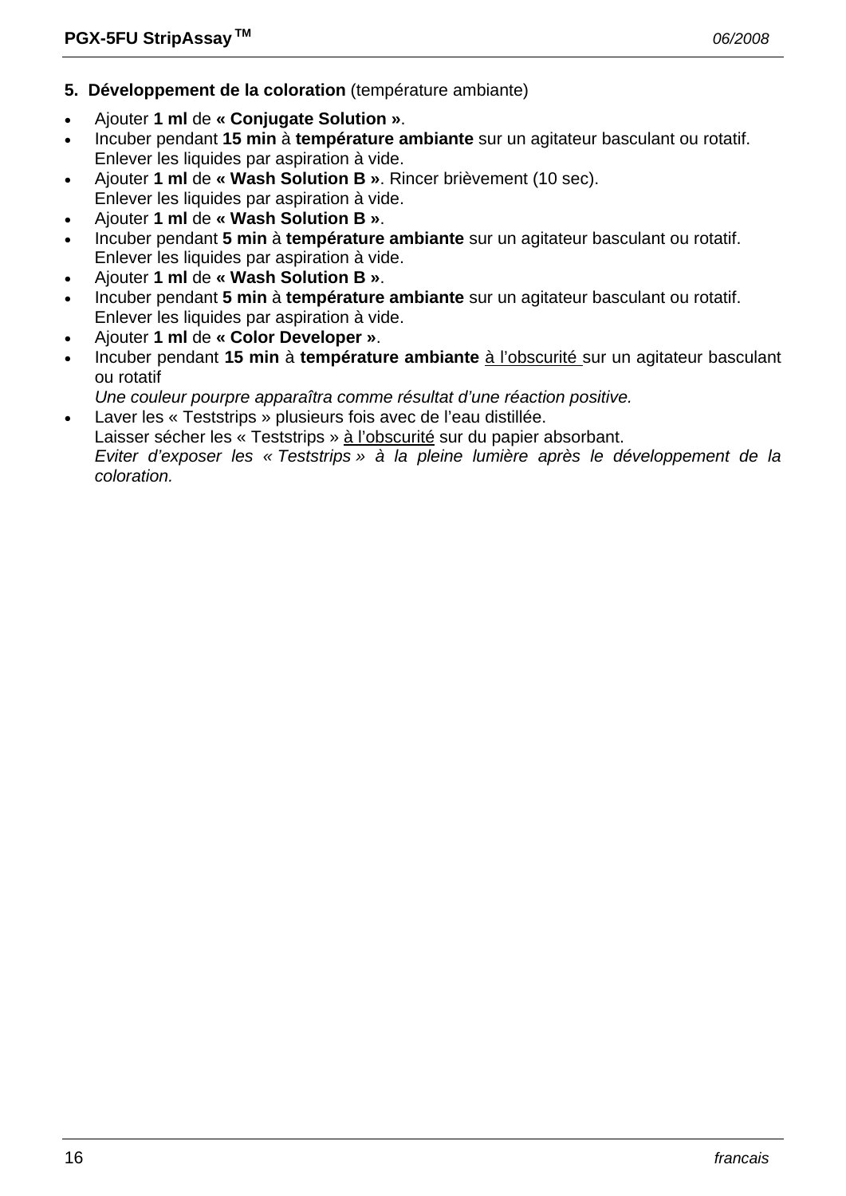**5. Développement de la coloration** (température ambiante)

- Ajouter **1 ml** de **« Conjugate Solution »**.
- Incuber pendant **15 min** à **température ambiante** sur un agitateur basculant ou rotatif.
  Enlever les liquides par aspiration à vide.
- Ajouter **1 ml** de **« Wash Solution B »**. Rincer brièvement (10 sec).
  Enlever les liquides par aspiration à vide.
- Ajouter **1 ml** de **« Wash Solution B »**.
- Incuber pendant **5 min** à **température ambiante** sur un agitateur basculant ou rotatif.
  Enlever les liquides par aspiration à vide.
- Ajouter **1 ml** de **« Wash Solution B »**.
- Incuber pendant **5 min** à **température ambiante** sur un agitateur basculant ou rotatif.
  Enlever les liquides par aspiration à vide.
- Ajouter **1 ml** de **« Color Developer »**.
- Incuber pendant **15 min** à **température ambiante** <u>à l'obscurité</u> sur un agitateur basculant ou rotatif
  *Une couleur pourpre apparaîtra comme résultat d'une réaction positive.*
- Laver les « Teststrips » plusieurs fois avec de l'eau distillée.
  Laisser sécher les « Teststrips » <u>à l'obscurité</u> sur du papier absorbant.
  *Eviter d'exposer les « Teststrips » à la pleine lumière après le développement de la coloration.*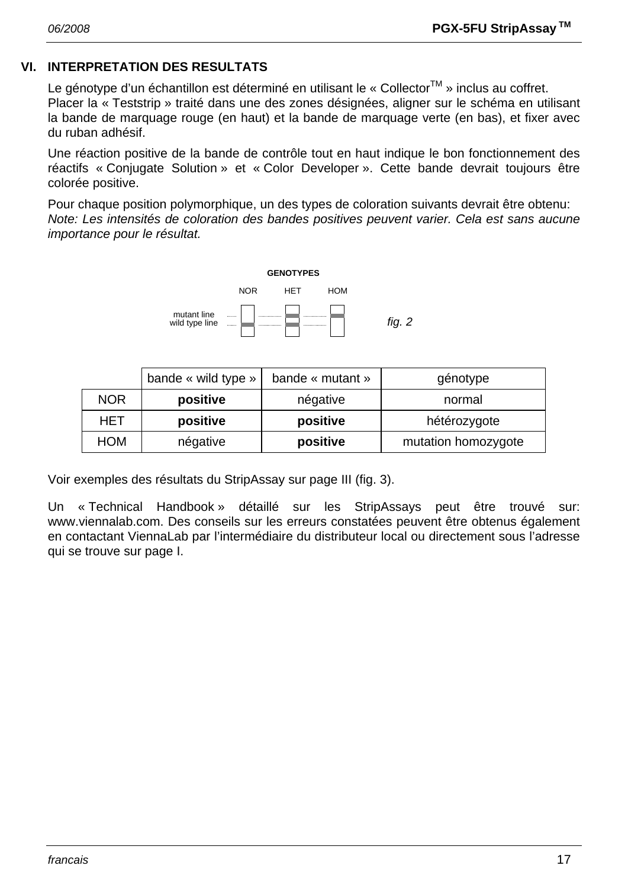## VI. INTERPRETATION DES RESULTATS

Le génotype d'un échantillon est déterminé en utilisant le « Collector™ » inclus au coffret.
Placer la « Teststrip » traité dans une des zones désignées, aligner sur le schéma en utilisant la bande de marquage rouge (en haut) et la bande de marquage verte (en bas), et fixer avec du ruban adhésif.

Une réaction positive de la bande de contrôle tout en haut indique le bon fonctionnement des réactifs « Conjugate Solution » et « Color Developer ». Cette bande devrait toujours être colorée positive.

Pour chaque position polymorphique, un des types de coloration suivants devrait être obtenu:
*Note: Les intensités de coloration des bandes positives peuvent varier. Cela est sans aucune importance pour le résultat.*

GENOTYPES

NOR HET HOM

mutant line
wild type line

*fig. 2*

| | bande « wild type » | bande « mutant » | génotype |
|---|---|---|---|
| NOR | **positive** | négative | normal |
| HET | **positive** | **positive** | hétérozygote |
| HOM | négative | **positive** | mutation homozygote |

Voir exemples des résultats du StripAssay sur page III (fig. 3).

Un « Technical Handbook » détaillé sur les StripAssays peut être trouvé sur: www.viennalab.com. Des conseils sur les erreurs constatées peuvent être obtenus également en contactant ViennaLab par l'intermédiaire du distributeur local ou directement sous l'adresse qui se trouve sur page I.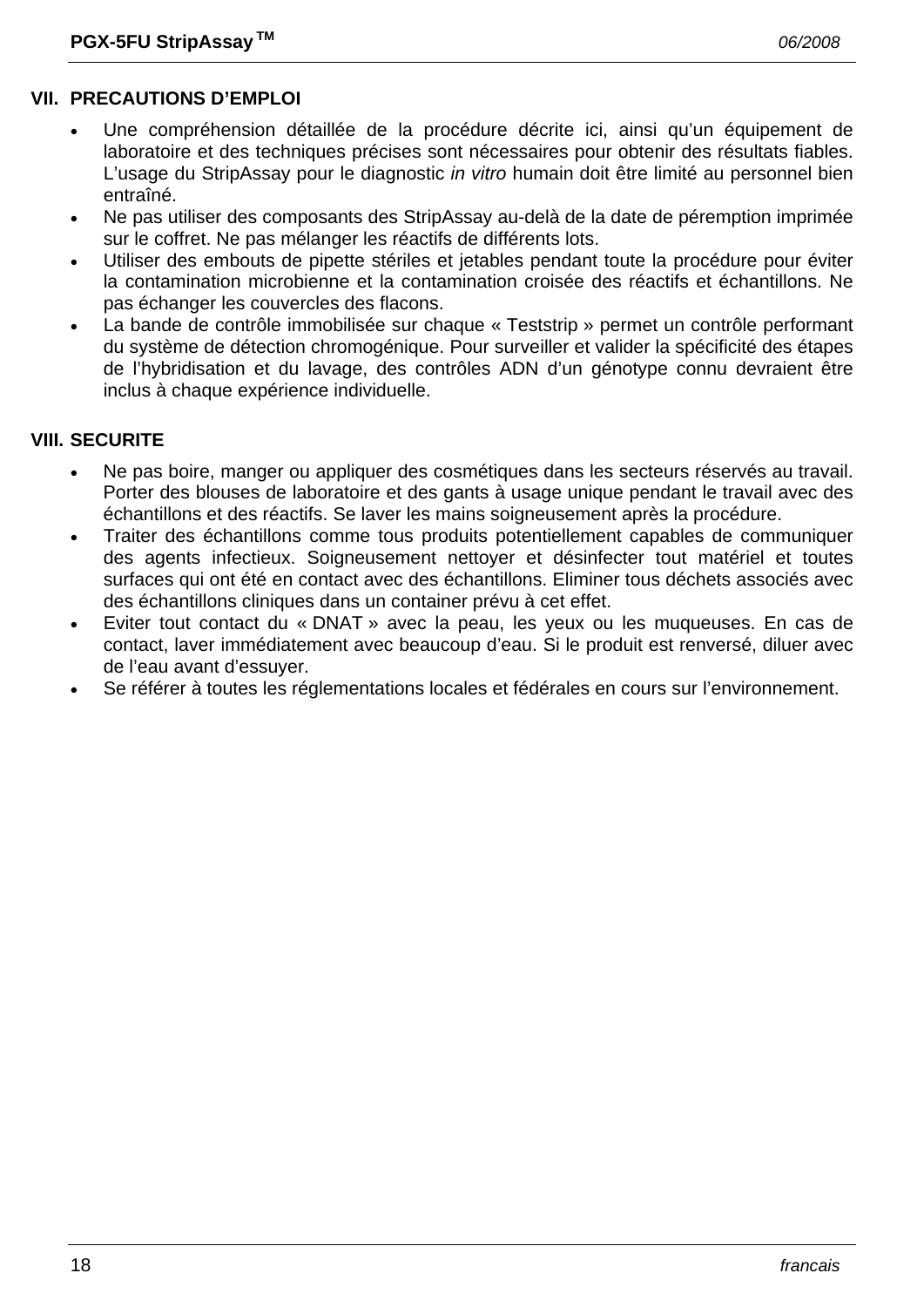## VII. PRECAUTIONS D'EMPLOI

- Une compréhension détaillée de la procédure décrite ici, ainsi qu'un équipement de laboratoire et des techniques précises sont nécessaires pour obtenir des résultats fiables. L'usage du StripAssay pour le diagnostic *in vitro* humain doit être limité au personnel bien entraîné.
- Ne pas utiliser des composants des StripAssay au-delà de la date de péremption imprimée sur le coffret. Ne pas mélanger les réactifs de différents lots.
- Utiliser des embouts de pipette stériles et jetables pendant toute la procédure pour éviter la contamination microbienne et la contamination croisée des réactifs et échantillons. Ne pas échanger les couvercles des flacons.
- La bande de contrôle immobilisée sur chaque « Teststrip » permet un contrôle performant du système de détection chromogénique. Pour surveiller et valider la spécificité des étapes de l'hybridisation et du lavage, des contrôles ADN d'un génotype connu devraient être inclus à chaque expérience individuelle.

## VIII. SECURITE

- Ne pas boire, manger ou appliquer des cosmétiques dans les secteurs réservés au travail. Porter des blouses de laboratoire et des gants à usage unique pendant le travail avec des échantillons et des réactifs. Se laver les mains soigneusement après la procédure.
- Traiter des échantillons comme tous produits potentiellement capables de communiquer des agents infectieux. Soigneusement nettoyer et désinfecter tout matériel et toutes surfaces qui ont été en contact avec des échantillons. Eliminer tous déchets associés avec des échantillons cliniques dans un container prévu à cet effet.
- Eviter tout contact du « DNAT » avec la peau, les yeux ou les muqueuses. En cas de contact, laver immédiatement avec beaucoup d'eau. Si le produit est renversé, diluer avec de l'eau avant d'essuyer.
- Se référer à toutes les réglementations locales et fédérales en cours sur l'environnement.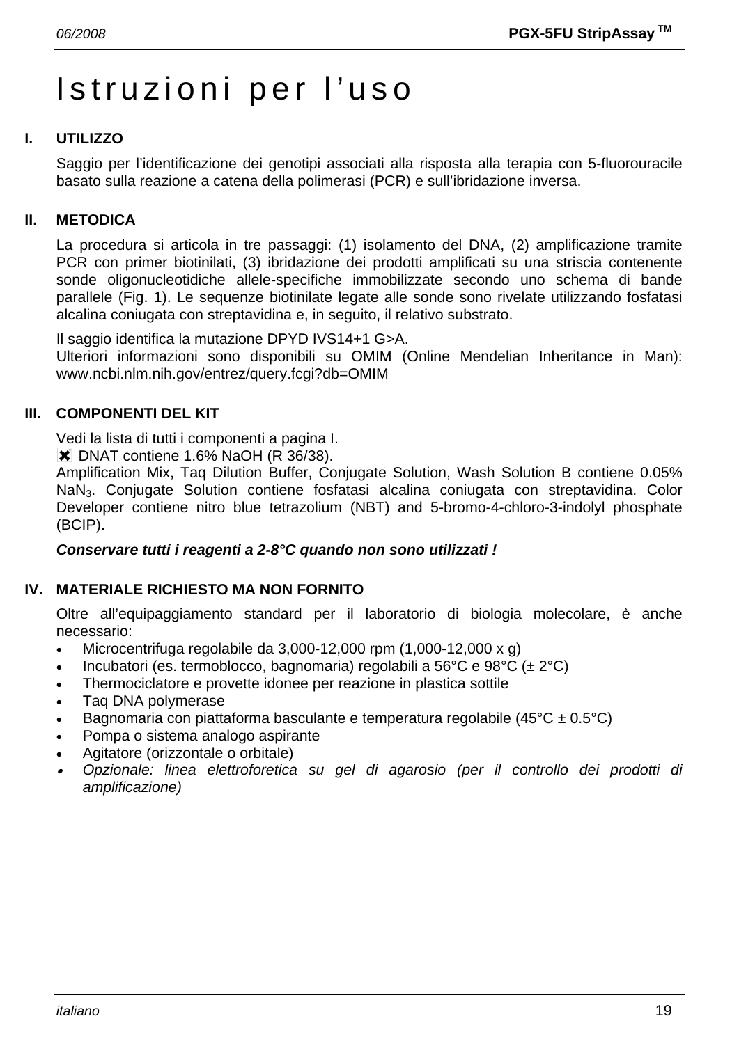# Istruzioni per l'uso

## I. UTILIZZO

Saggio per l'identificazione dei genotipi associati alla risposta alla terapia con 5-fluorouracile basato sulla reazione a catena della polimerasi (PCR) e sull'ibridazione inversa.

## II. METODICA

La procedura si articola in tre passaggi: (1) isolamento del DNA, (2) amplificazione tramite PCR con primer biotinilati, (3) ibridazione dei prodotti amplificati su una striscia contenente sonde oligonucleotidiche allele-specifiche immobilizzate secondo uno schema di bande parallele (Fig. 1). Le sequenze biotinilate legate alle sonde sono rivelate utilizzando fosfatasi alcalina coniugata con streptavidina e, in seguito, il relativo substrato.

Il saggio identifica la mutazione DPYD IVS14+1 G>A.
Ulteriori informazioni sono disponibili su OMIM (Online Mendelian Inheritance in Man): www.ncbi.nlm.nih.gov/entrez/query.fcgi?db=OMIM

## III. COMPONENTI DEL KIT

Vedi la lista di tutti i componenti a pagina I.
✖ DNAT contiene 1.6% NaOH (R 36/38).
Amplification Mix, Taq Dilution Buffer, Conjugate Solution, Wash Solution B contiene 0.05% $NaN_3$. Conjugate Solution contiene fosfatasi alcalina coniugata con streptavidina. Color Developer contiene nitro blue tetrazolium (NBT) and 5-bromo-4-chloro-3-indolyl phosphate (BCIP).

***Conservare tutti i reagenti a 2-8°C quando non sono utilizzati !***

## IV. MATERIALE RICHIESTO MA NON FORNITO

Oltre all'equipaggiamento standard per il laboratorio di biologia molecolare, è anche necessario:

- Microcentrifuga regolabile da 3,000-12,000 rpm (1,000-12,000 x g)
- Incubatori (es. termoblocco, bagnomaria) regolabili a 56°C e 98°C (± 2°C)
- Thermociclatore e provette idonee per reazione in plastica sottile
- Taq DNA polymerase
- Bagnomaria con piattaforma basculante e temperatura regolabile (45°C ± 0.5°C)
- Pompa o sistema analogo aspirante
- Agitatore (orizzontale o orbitale)
- *Opzionale: linea elettroforetica su gel di agarosio (per il controllo dei prodotti di amplificazione)*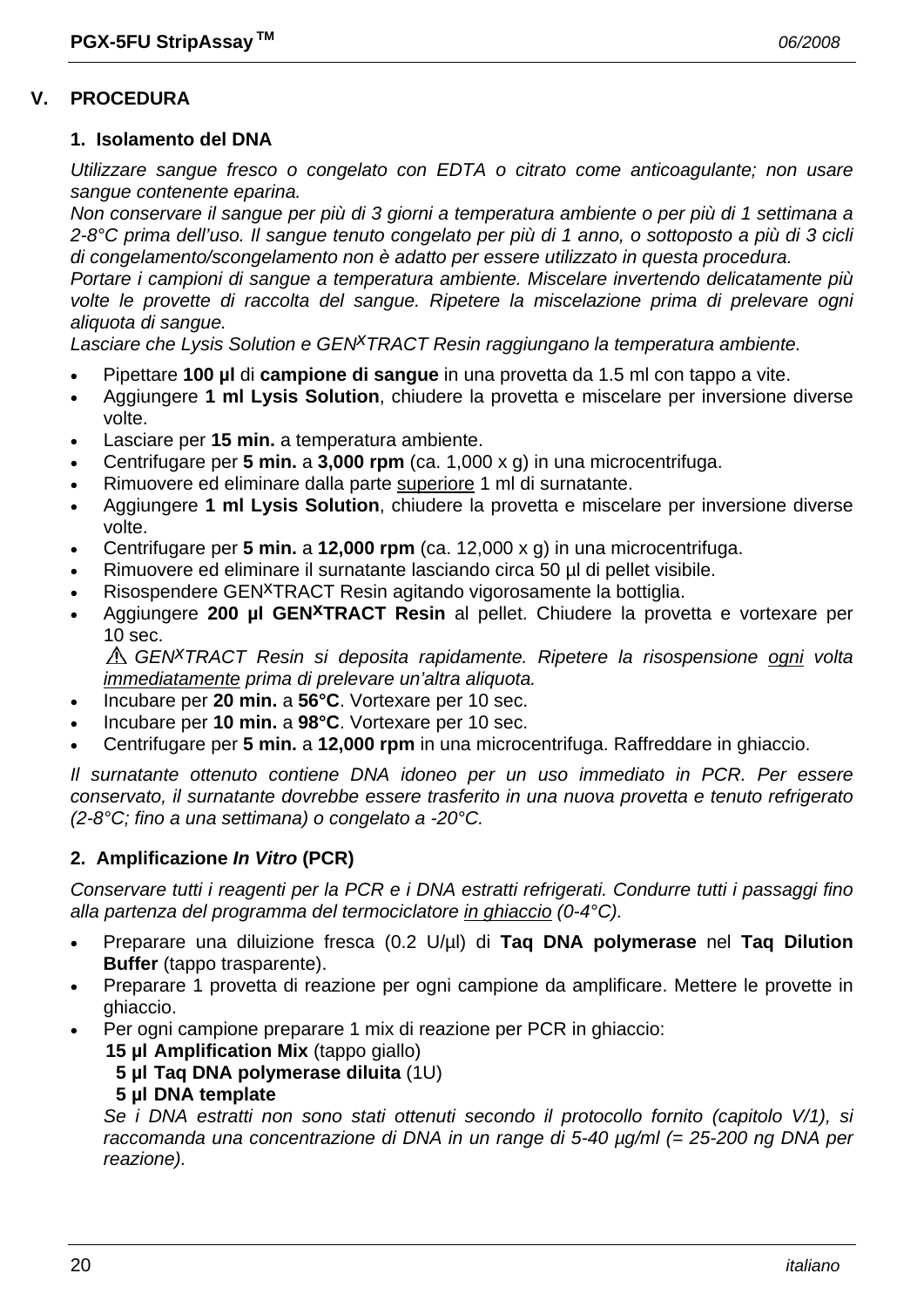## V. PROCEDURA

### 1. Isolamento del DNA

*Utilizzare sangue fresco o congelato con EDTA o citrato come anticoagulante; non usare sangue contenente eparina.*
*Non conservare il sangue per più di 3 giorni a temperatura ambiente o per più di 1 settimana a 2-8°C prima dell'uso. Il sangue tenuto congelato per più di 1 anno, o sottoposto a più di 3 cicli di congelamento/scongelamento non è adatto per essere utilizzato in questa procedura.*
*Portare i campioni di sangue a temperatura ambiente. Miscelare invertendo delicatamente più volte le provette di raccolta del sangue. Ripetere la miscelazione prima di prelevare ogni aliquota di sangue.*
*Lasciare che Lysis Solution e GEN^X^TRACT Resin raggiungano la temperatura ambiente.*

- Pipettare **100 µl** di **campione di sangue** in una provetta da 1.5 ml con tappo a vite.
- Aggiungere **1 ml Lysis Solution**, chiudere la provetta e miscelare per inversione diverse volte.
- Lasciare per **15 min.** a temperatura ambiente.
- Centrifugare per **5 min.** a **3,000 rpm** (ca. 1,000 x g) in una microcentrifuga.
- Rimuovere ed eliminare dalla parte superiore 1 ml di surnatante.
- Aggiungere **1 ml Lysis Solution**, chiudere la provetta e miscelare per inversione diverse volte.
- Centrifugare per **5 min.** a **12,000 rpm** (ca. 12,000 x g) in una microcentrifuga.
- Rimuovere ed eliminare il surnatante lasciando circa 50 µl di pellet visibile.
- Risospendere GEN^X^TRACT Resin agitando vigorosamente la bottiglia.
- Aggiungere **200 µl GEN^X^TRACT Resin** al pellet. Chiudere la provetta e vortexare per 10 sec.
  ⚠ *GEN^X^TRACT Resin si deposita rapidamente. Ripetere la risospensione ogni volta immediatamente prima di prelevare un'altra aliquota.*
- Incubare per **20 min.** a **56°C**. Vortexare per 10 sec.
- Incubare per **10 min.** a **98°C**. Vortexare per 10 sec.
- Centrifugare per **5 min.** a **12,000 rpm** in una microcentrifuga. Raffreddare in ghiaccio.

*Il surnatante ottenuto contiene DNA idoneo per un uso immediato in PCR. Per essere conservato, il surnatante dovrebbe essere trasferito in una nuova provetta e tenuto refrigerato (2-8°C; fino a una settimana) o congelato a -20°C.*

### 2. Amplificazione *In Vitro* (PCR)

*Conservare tutti i reagenti per la PCR e i DNA estratti refrigerati. Condurre tutti i passaggi fino alla partenza del programma del termociclatore in ghiaccio (0-4°C).*

- Preparare una diluizione fresca (0.2 U/µl) di **Taq DNA polymerase** nel **Taq Dilution Buffer** (tappo trasparente).
- Preparare 1 provetta di reazione per ogni campione da amplificare. Mettere le provette in ghiaccio.
- Per ogni campione preparare 1 mix di reazione per PCR in ghiaccio:
  **15 µl Amplification Mix** (tappo giallo)
  **5 µl Taq DNA polymerase diluita** (1U)
  **5 µl DNA template**
  *Se i DNA estratti non sono stati ottenuti secondo il protocollo fornito (capitolo V/1), si raccomanda una concentrazione di DNA in un range di 5-40 µg/ml (= 25-200 ng DNA per reazione).*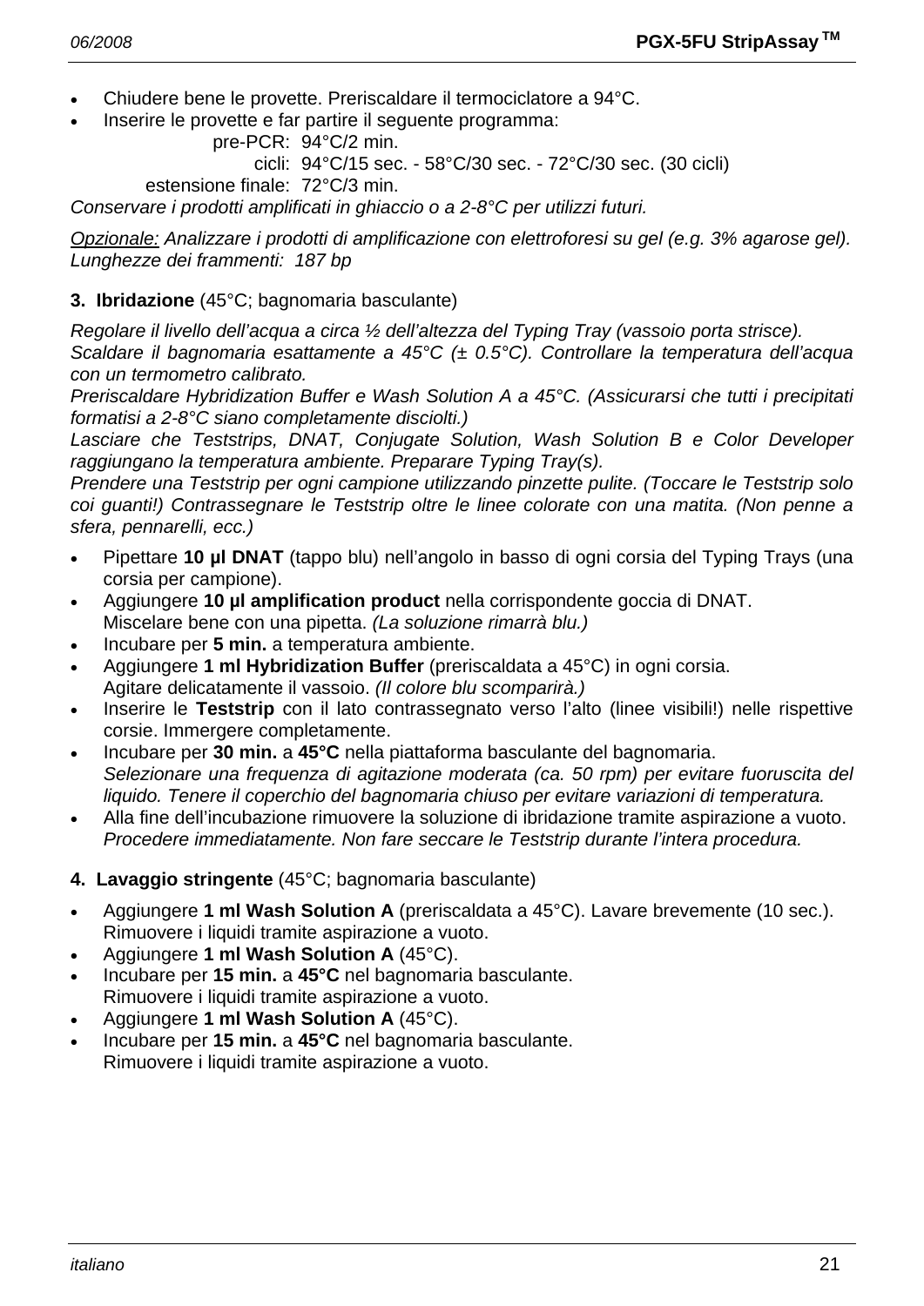- Chiudere bene le provette. Preriscaldare il termociclatore a 94°C.
- Inserire le provette e far partire il seguente programma:

  pre-PCR: 94°C/2 min.
  cicli: 94°C/15 sec. - 58°C/30 sec. - 72°C/30 sec. (30 cicli)
  estensione finale: 72°C/3 min.

*Conservare i prodotti amplificati in ghiaccio o a 2-8°C per utilizzi futuri.*

*Opzionale: Analizzare i prodotti di amplificazione con elettroforesi su gel (e.g. 3% agarose gel). Lunghezze dei frammenti: 187 bp*

**3. Ibridazione** (45°C; bagnomaria basculante)

*Regolare il livello dell'acqua a circa ½ dell'altezza del Typing Tray (vassoio porta strisce).*
*Scaldare il bagnomaria esattamente a 45°C (± 0.5°C). Controllare la temperatura dell'acqua con un termometro calibrato.*
*Preriscaldare Hybridization Buffer e Wash Solution A a 45°C. (Assicurarsi che tutti i precipitati formatisi a 2-8°C siano completamente disciolti.)*
*Lasciare che Teststrips, DNAT, Conjugate Solution, Wash Solution B e Color Developer raggiungano la temperatura ambiente. Preparare Typing Tray(s).*
*Prendere una Teststrip per ogni campione utilizzando pinzette pulite. (Toccare le Teststrip solo coi guanti!) Contrassegnare le Teststrip oltre le linee colorate con una matita. (Non penne a sfera, pennarelli, ecc.)*

- Pipettare **10 µl DNAT** (tappo blu) nell'angolo in basso di ogni corsia del Typing Trays (una corsia per campione).
- Aggiungere **10 µl amplification product** nella corrispondente goccia di DNAT.
  Miscelare bene con una pipetta. *(La soluzione rimarrà blu.)*
- Incubare per **5 min.** a temperatura ambiente.
- Aggiungere **1 ml Hybridization Buffer** (preriscaldata a 45°C) in ogni corsia.
  Agitare delicatamente il vassoio. *(Il colore blu scomparirà.)*
- Inserire le **Teststrip** con il lato contrassegnato verso l'alto (linee visibili!) nelle rispettive corsie. Immergere completamente.
- Incubare per **30 min.** a **45°C** nella piattaforma basculante del bagnomaria.
  *Selezionare una frequenza di agitazione moderata (ca. 50 rpm) per evitare fuoruscita del liquido. Tenere il coperchio del bagnomaria chiuso per evitare variazioni di temperatura.*
- Alla fine dell'incubazione rimuovere la soluzione di ibridazione tramite aspirazione a vuoto.
  *Procedere immediatamente. Non fare seccare le Teststrip durante l'intera procedura.*

**4. Lavaggio stringente** (45°C; bagnomaria basculante)

- Aggiungere **1 ml Wash Solution A** (preriscaldata a 45°C). Lavare brevemente (10 sec.).
  Rimuovere i liquidi tramite aspirazione a vuoto.
- Aggiungere **1 ml Wash Solution A** (45°C).
- Incubare per **15 min.** a **45°C** nel bagnomaria basculante.
  Rimuovere i liquidi tramite aspirazione a vuoto.
- Aggiungere **1 ml Wash Solution A** (45°C).
- Incubare per **15 min.** a **45°C** nel bagnomaria basculante.
  Rimuovere i liquidi tramite aspirazione a vuoto.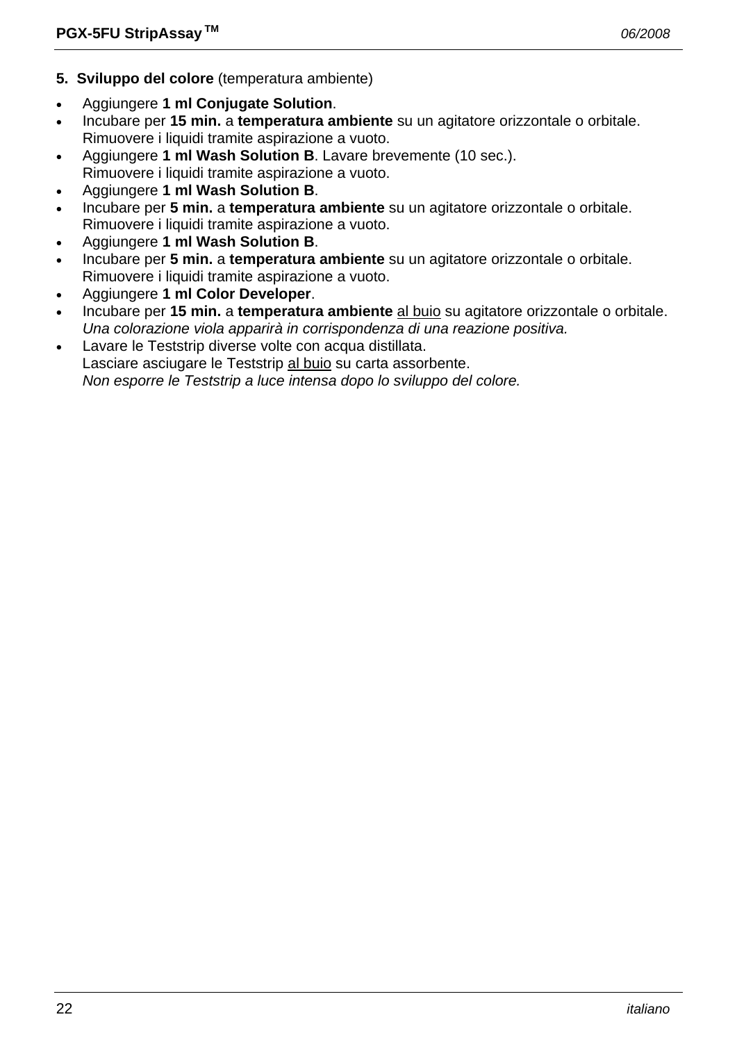**5. Sviluppo del colore** (temperatura ambiente)

- Aggiungere **1 ml Conjugate Solution**.
- Incubare per **15 min.** a **temperatura ambiente** su un agitatore orizzontale o orbitale.
  Rimuovere i liquidi tramite aspirazione a vuoto.
- Aggiungere **1 ml Wash Solution B**. Lavare brevemente (10 sec.).
  Rimuovere i liquidi tramite aspirazione a vuoto.
- Aggiungere **1 ml Wash Solution B**.
- Incubare per **5 min.** a **temperatura ambiente** su un agitatore orizzontale o orbitale.
  Rimuovere i liquidi tramite aspirazione a vuoto.
- Aggiungere **1 ml Wash Solution B**.
- Incubare per **5 min.** a **temperatura ambiente** su un agitatore orizzontale o orbitale.
  Rimuovere i liquidi tramite aspirazione a vuoto.
- Aggiungere **1 ml Color Developer**.
- Incubare per **15 min.** a **temperatura ambiente** al buio su agitatore orizzontale o orbitale.
  *Una colorazione viola apparirà in corrispondenza di una reazione positiva.*
- Lavare le Teststrip diverse volte con acqua distillata.
  Lasciare asciugare le Teststrip al buio su carta assorbente.
  *Non esporre le Teststrip a luce intensa dopo lo sviluppo del colore.*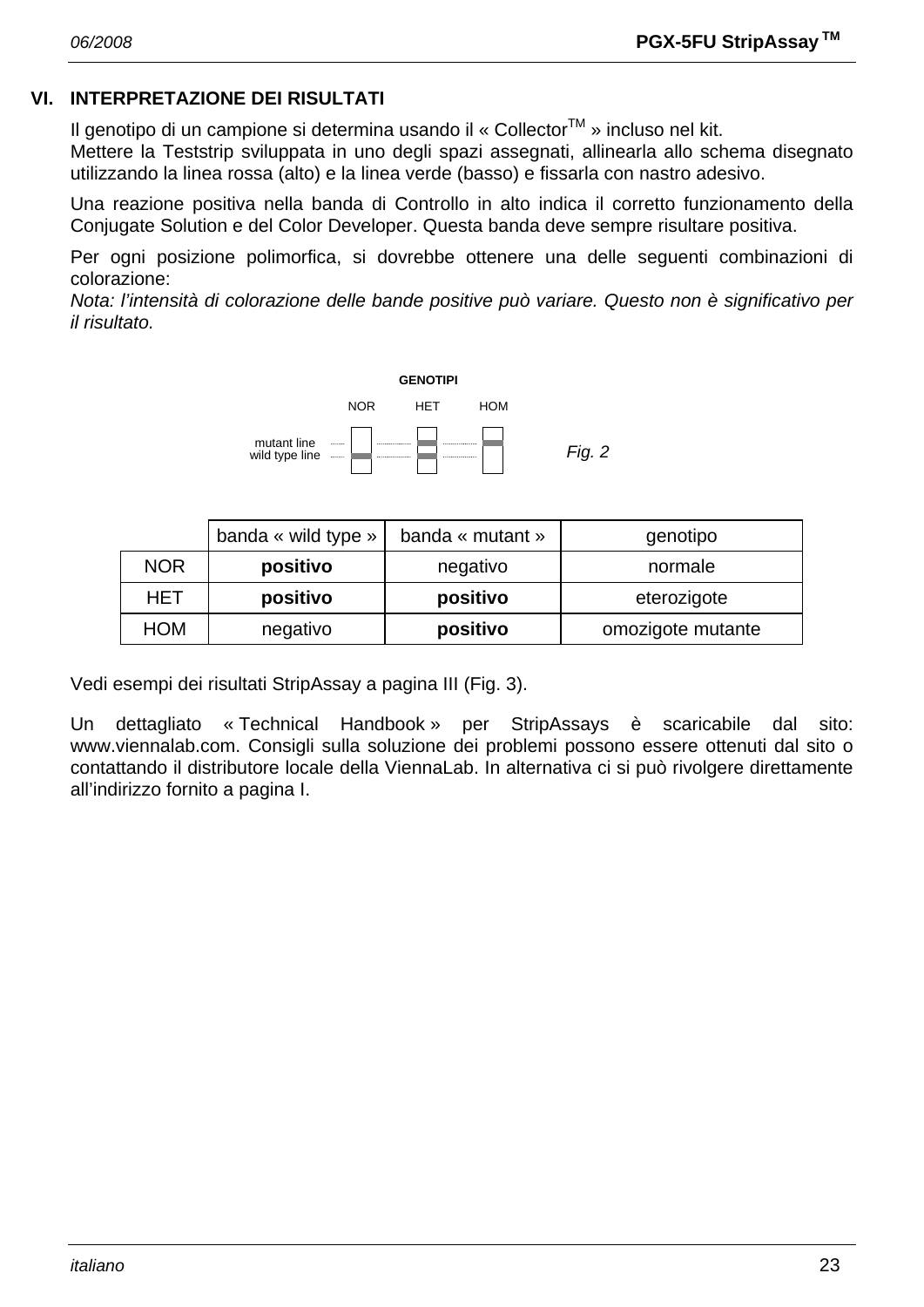## VI. INTERPRETAZIONE DEI RISULTATI

Il genotipo di un campione si determina usando il « Collector™ » incluso nel kit.
Mettere la Teststrip sviluppata in uno degli spazi assegnati, allinearla allo schema disegnato utilizzando la linea rossa (alto) e la linea verde (basso) e fissarla con nastro adesivo.

Una reazione positiva nella banda di Controllo in alto indica il corretto funzionamento della Conjugate Solution e del Color Developer. Questa banda deve sempre risultare positiva.

Per ogni posizione polimorfica, si dovrebbe ottenere una delle seguenti combinazioni di colorazione:
*Nota: l'intensità di colorazione delle bande positive può variare. Questo non è significativo per il risultato.*

**GENOTIPI**

NOR HET HOM

mutant line
wild type line

*Fig. 2*

| | banda « wild type » | banda « mutant » | genotipo |
|---|---|---|---|
| NOR | **positivo** | negativo | normale |
| HET | **positivo** | **positivo** | eterozigote |
| HOM | negativo | **positivo** | omozigote mutante |

Vedi esempi dei risultati StripAssay a pagina III (Fig. 3).

Un dettagliato « Technical Handbook » per StripAssays è scaricabile dal sito: www.viennalab.com. Consigli sulla soluzione dei problemi possono essere ottenuti dal sito o contattando il distributore locale della ViennaLab. In alternativa ci si può rivolgere direttamente all'indirizzo fornito a pagina I.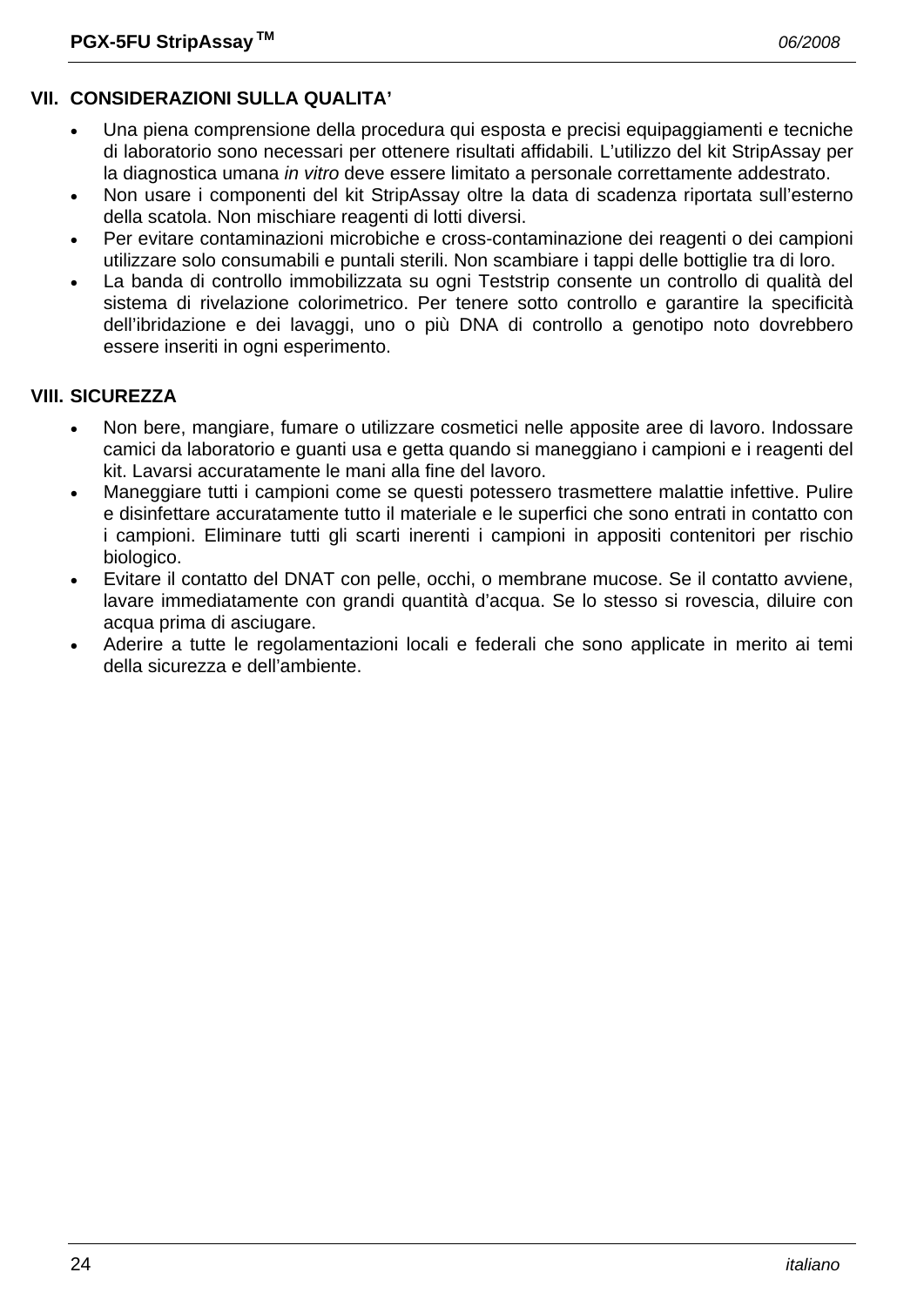## VII. CONSIDERAZIONI SULLA QUALITA'

- Una piena comprensione della procedura qui esposta e precisi equipaggiamenti e tecniche di laboratorio sono necessari per ottenere risultati affidabili. L'utilizzo del kit StripAssay per la diagnostica umana *in vitro* deve essere limitato a personale correttamente addestrato.
- Non usare i componenti del kit StripAssay oltre la data di scadenza riportata sull'esterno della scatola. Non mischiare reagenti di lotti diversi.
- Per evitare contaminazioni microbiche e cross-contaminazione dei reagenti o dei campioni utilizzare solo consumabili e puntali sterili. Non scambiare i tappi delle bottiglie tra di loro.
- La banda di controllo immobilizzata su ogni Teststrip consente un controllo di qualità del sistema di rivelazione colorimetrico. Per tenere sotto controllo e garantire la specificità dell'ibridazione e dei lavaggi, uno o più DNA di controllo a genotipo noto dovrebbero essere inseriti in ogni esperimento.

## VIII. SICUREZZA

- Non bere, mangiare, fumare o utilizzare cosmetici nelle apposite aree di lavoro. Indossare camici da laboratorio e guanti usa e getta quando si maneggiano i campioni e i reagenti del kit. Lavarsi accuratamente le mani alla fine del lavoro.
- Maneggiare tutti i campioni come se questi potessero trasmettere malattie infettive. Pulire e disinfettare accuratamente tutto il materiale e le superfici che sono entrati in contatto con i campioni. Eliminare tutti gli scarti inerenti i campioni in appositi contenitori per rischio biologico.
- Evitare il contatto del DNAT con pelle, occhi, o membrane mucose. Se il contatto avviene, lavare immediatamente con grandi quantità d'acqua. Se lo stesso si rovescia, diluire con acqua prima di asciugare.
- Aderire a tutte le regolamentazioni locali e federali che sono applicate in merito ai temi della sicurezza e dell'ambiente.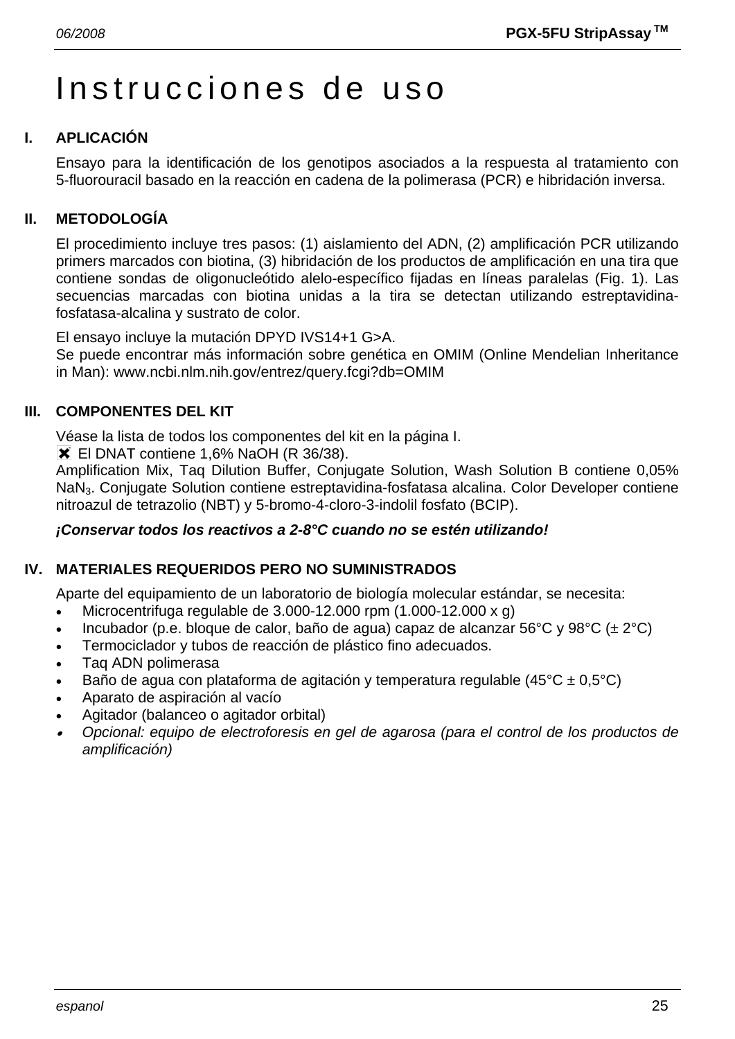# Instrucciones de uso

## I. APLICACIÓN

Ensayo para la identificación de los genotipos asociados a la respuesta al tratamiento con 5-fluorouracil basado en la reacción en cadena de la polimerasa (PCR) e hibridación inversa.

## II. METODOLOGÍA

El procedimiento incluye tres pasos: (1) aislamiento del ADN, (2) amplificación PCR utilizando primers marcados con biotina, (3) hibridación de los productos de amplificación en una tira que contiene sondas de oligonucleótido alelo-específico fijadas en líneas paralelas (Fig. 1). Las secuencias marcadas con biotina unidas a la tira se detectan utilizando estreptavidina-fosfatasa-alcalina y sustrato de color.

El ensayo incluye la mutación DPYD IVS14+1 G>A.
Se puede encontrar más información sobre genética en OMIM (Online Mendelian Inheritance in Man): www.ncbi.nlm.nih.gov/entrez/query.fcgi?db=OMIM

## III. COMPONENTES DEL KIT

Véase la lista de todos los componentes del kit en la página I.
✖ El DNAT contiene 1,6% NaOH (R 36/38).
Amplification Mix, Taq Dilution Buffer, Conjugate Solution, Wash Solution B contiene 0,05% $NaN_3$. Conjugate Solution contiene estreptavidina-fosfatasa alcalina. Color Developer contiene nitroazul de tetrazolio (NBT) y 5-bromo-4-cloro-3-indolil fosfato (BCIP).

***¡Conservar todos los reactivos a 2-8°C cuando no se estén utilizando!***

## IV. MATERIALES REQUERIDOS PERO NO SUMINISTRADOS

Aparte del equipamiento de un laboratorio de biología molecular estándar, se necesita:

- Microcentrifuga regulable de 3.000-12.000 rpm (1.000-12.000 x g)
- Incubador (p.e. bloque de calor, baño de agua) capaz de alcanzar 56°C y 98°C (± 2°C)
- Termociclador y tubos de reacción de plástico fino adecuados.
- Taq ADN polimerasa
- Baño de agua con plataforma de agitación y temperatura regulable (45°C ± 0,5°C)
- Aparato de aspiración al vacío
- Agitador (balanceo o agitador orbital)
- *Opcional: equipo de electroforesis en gel de agarosa (para el control de los productos de amplificación)*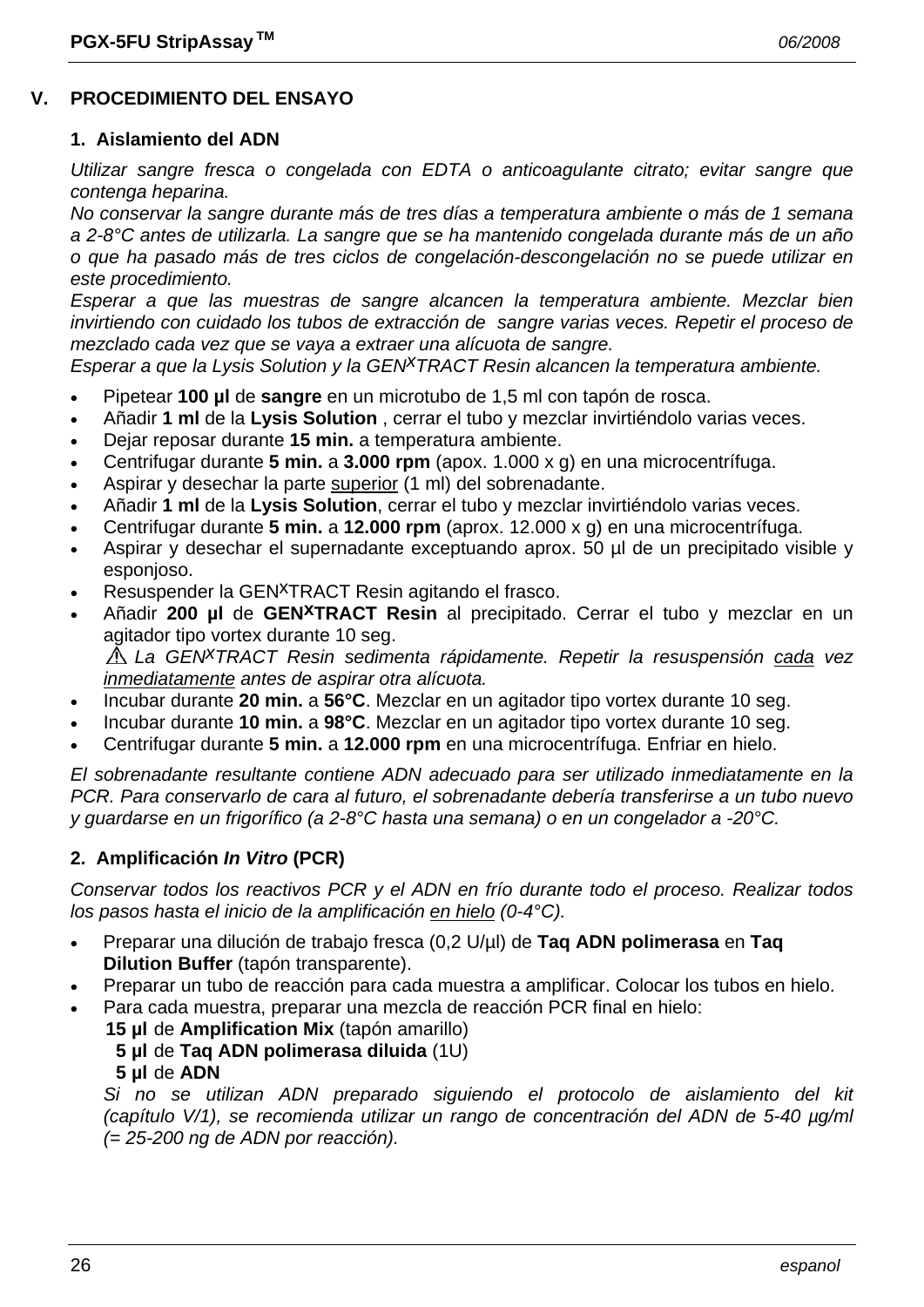## V. PROCEDIMIENTO DEL ENSAYO

### 1. Aislamiento del ADN

*Utilizar sangre fresca o congelada con EDTA o anticoagulante citrato; evitar sangre que contenga heparina.*
*No conservar la sangre durante más de tres días a temperatura ambiente o más de 1 semana a 2-8°C antes de utilizarla. La sangre que se ha mantenido congelada durante más de un año o que ha pasado más de tres ciclos de congelación-descongelación no se puede utilizar en este procedimiento.*
*Esperar a que las muestras de sangre alcancen la temperatura ambiente. Mezclar bien invirtiendo con cuidado los tubos de extracción de sangre varias veces. Repetir el proceso de mezclado cada vez que se vaya a extraer una alícuota de sangre.*
*Esperar a que la Lysis Solution y la GEN$^{X}$TRACT Resin alcancen la temperatura ambiente.*

- Pipetear **100 µl** de **sangre** en un microtubo de 1,5 ml con tapón de rosca.
- Añadir **1 ml** de la **Lysis Solution** , cerrar el tubo y mezclar invirtiéndolo varias veces.
- Dejar reposar durante **15 min.** a temperatura ambiente.
- Centrifugar durante **5 min.** a **3.000 rpm** (apox. 1.000 x g) en una microcentrífuga.
- Aspirar y desechar la parte <u>superior</u> (1 ml) del sobrenadante.
- Añadir **1 ml** de la **Lysis Solution**, cerrar el tubo y mezclar invirtiéndolo varias veces.
- Centrifugar durante **5 min.** a **12.000 rpm** (aprox. 12.000 x g) en una microcentrífuga.
- Aspirar y desechar el supernadante exceptuando aprox. 50 µl de un precipitado visible y esponjoso.
- Resuspender la GEN$^{X}$TRACT Resin agitando el frasco.
- Añadir **200 µl** de **GEN$^{X}$TRACT Resin** al precipitado. Cerrar el tubo y mezclar en un agitador tipo vortex durante 10 seg.
  ⚠ *La GEN$^{X}$TRACT Resin sedimenta rápidamente. Repetir la resuspensión <u>cada</u> vez <u>inmediatamente</u> antes de aspirar otra alícuota.*
- Incubar durante **20 min.** a **56°C**. Mezclar en un agitador tipo vortex durante 10 seg.
- Incubar durante **10 min.** a **98°C**. Mezclar en un agitador tipo vortex durante 10 seg.
- Centrifugar durante **5 min.** a **12.000 rpm** en una microcentrífuga. Enfriar en hielo.

*El sobrenadante resultante contiene ADN adecuado para ser utilizado inmediatamente en la PCR. Para conservarlo de cara al futuro, el sobrenadante debería transferirse a un tubo nuevo y guardarse en un frigorífico (a 2-8°C hasta una semana) o en un congelador a -20°C.*

### 2. Amplificación *In Vitro* (PCR)

*Conservar todos los reactivos PCR y el ADN en frío durante todo el proceso. Realizar todos los pasos hasta el inicio de la amplificación <u>en hielo</u> (0-4°C).*

- Preparar una dilución de trabajo fresca (0,2 U/µl) de **Taq ADN polimerasa** en **Taq Dilution Buffer** (tapón transparente).
- Preparar un tubo de reacción para cada muestra a amplificar. Colocar los tubos en hielo.
- Para cada muestra, preparar una mezcla de reacción PCR final en hielo:
  **15 µl** de **Amplification Mix** (tapón amarillo)
  **5 µl** de **Taq ADN polimerasa diluida** (1U)
  **5 µl** de **ADN**
  *Si no se utilizan ADN preparado siguiendo el protocolo de aislamiento del kit (capítulo V/1), se recomienda utilizar un rango de concentración del ADN de 5-40 µg/ml (= 25-200 ng de ADN por reacción).*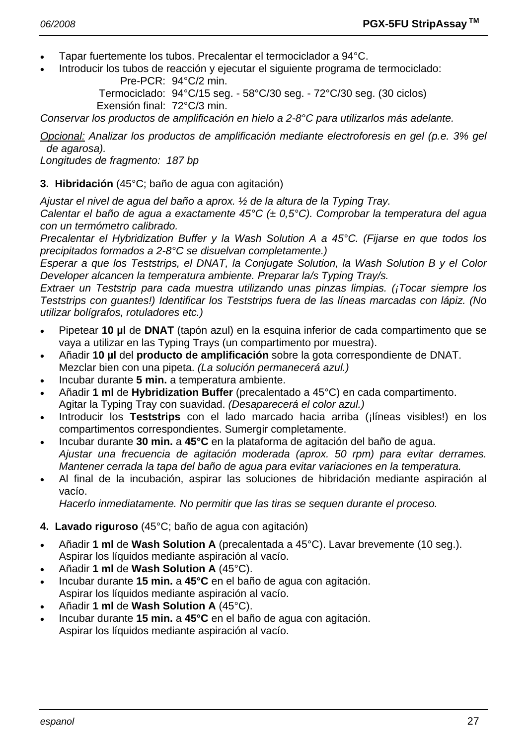- Tapar fuertemente los tubos. Precalentar el termociclador a 94°C.
- Introducir los tubos de reacción y ejecutar el siguiente programa de termociclado:

  Pre-PCR: 94°C/2 min.
  Termociclado: 94°C/15 seg. - 58°C/30 seg. - 72°C/30 seg. (30 ciclos)
  Exensión final: 72°C/3 min.

*Conservar los productos de amplificación en hielo a 2-8°C para utilizarlos más adelante.*

*<u>Opcional:</u> Analizar los productos de amplificación mediante electroforesis en gel (p.e. 3% gel de agarosa).*
*Longitudes de fragmento: 187 bp*

**3. Hibridación** (45°C; baño de agua con agitación)

*Ajustar el nivel de agua del baño a aprox. ½ de la altura de la Typing Tray.*
*Calentar el baño de agua a exactamente 45°C (± 0,5°C). Comprobar la temperatura del agua con un termómetro calibrado.*
*Precalentar el Hybridization Buffer y la Wash Solution A a 45°C. (Fijarse en que todos los precipitados formados a 2-8°C se disuelvan completamente.)*
*Esperar a que los Teststrips, el DNAT, la Conjugate Solution, la Wash Solution B y el Color Developer alcancen la temperatura ambiente. Preparar la/s Typing Tray/s.*
*Extraer un Teststrip para cada muestra utilizando unas pinzas limpias. (¡Tocar siempre los Teststrips con guantes!) Identificar los Teststrips fuera de las líneas marcadas con lápiz. (No utilizar bolígrafos, rotuladores etc.)*

- Pipetear **10 µl** de **DNAT** (tapón azul) en la esquina inferior de cada compartimento que se vaya a utilizar en las Typing Trays (un compartimento por muestra).
- Añadir **10 µl** del **producto de amplificación** sobre la gota correspondiente de DNAT. Mezclar bien con una pipeta. *(La solución permanecerá azul.)*
- Incubar durante **5 min.** a temperatura ambiente.
- Añadir **1 ml** de **Hybridization Buffer** (precalentado a 45°C) en cada compartimento. Agitar la Typing Tray con suavidad. *(Desaparecerá el color azul.)*
- Introducir los **Teststrips** con el lado marcado hacia arriba (¡líneas visibles!) en los compartimentos correspondientes. Sumergir completamente.
- Incubar durante **30 min.** a **45°C** en la plataforma de agitación del baño de agua. *Ajustar una frecuencia de agitación moderada (aprox. 50 rpm) para evitar derrames. Mantener cerrada la tapa del baño de agua para evitar variaciones en la temperatura.*
- Al final de la incubación, aspirar las soluciones de hibridación mediante aspiración al vacío. *Hacerlo inmediatamente. No permitir que las tiras se sequen durante el proceso.*

**4. Lavado riguroso** (45°C; baño de agua con agitación)

- Añadir **1 ml** de **Wash Solution A** (precalentada a 45°C). Lavar brevemente (10 seg.). Aspirar los líquidos mediante aspiración al vacío.
- Añadir **1 ml** de **Wash Solution A** (45°C).
- Incubar durante **15 min.** a **45°C** en el baño de agua con agitación. Aspirar los líquidos mediante aspiración al vacío.
- Añadir **1 ml** de **Wash Solution A** (45°C).
- Incubar durante **15 min.** a **45°C** en el baño de agua con agitación. Aspirar los líquidos mediante aspiración al vacío.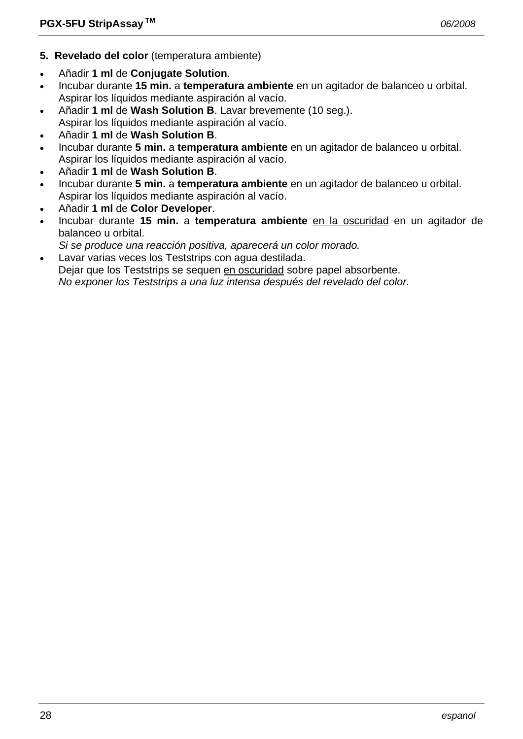**5. Revelado del color** (temperatura ambiente)

- Añadir **1 ml** de **Conjugate Solution**.
- Incubar durante **15 min.** a **temperatura ambiente** en un agitador de balanceo u orbital.
  Aspirar los líquidos mediante aspiración al vacío.
- Añadir **1 ml** de **Wash Solution B**. Lavar brevemente (10 seg.).
  Aspirar los líquidos mediante aspiración al vacío.
- Añadir **1 ml** de **Wash Solution B**.
- Incubar durante **5 min.** a **temperatura ambiente** en un agitador de balanceo u orbital.
  Aspirar los líquidos mediante aspiración al vacío.
- Añadir **1 ml** de **Wash Solution B**.
- Incubar durante **5 min.** a **temperatura ambiente** en un agitador de balanceo u orbital.
  Aspirar los líquidos mediante aspiración al vacío.
- Añadir **1 ml** de **Color Developer**.
- Incubar durante **15 min.** a **temperatura ambiente** <u>en la oscuridad</u> en un agitador de balanceo u orbital.
  *Si se produce una reacción positiva, aparecerá un color morado.*
- Lavar varias veces los Teststrips con agua destilada.
  Dejar que los Teststrips se sequen <u>en oscuridad</u> sobre papel absorbente.
  *No exponer los Teststrips a una luz intensa después del revelado del color.*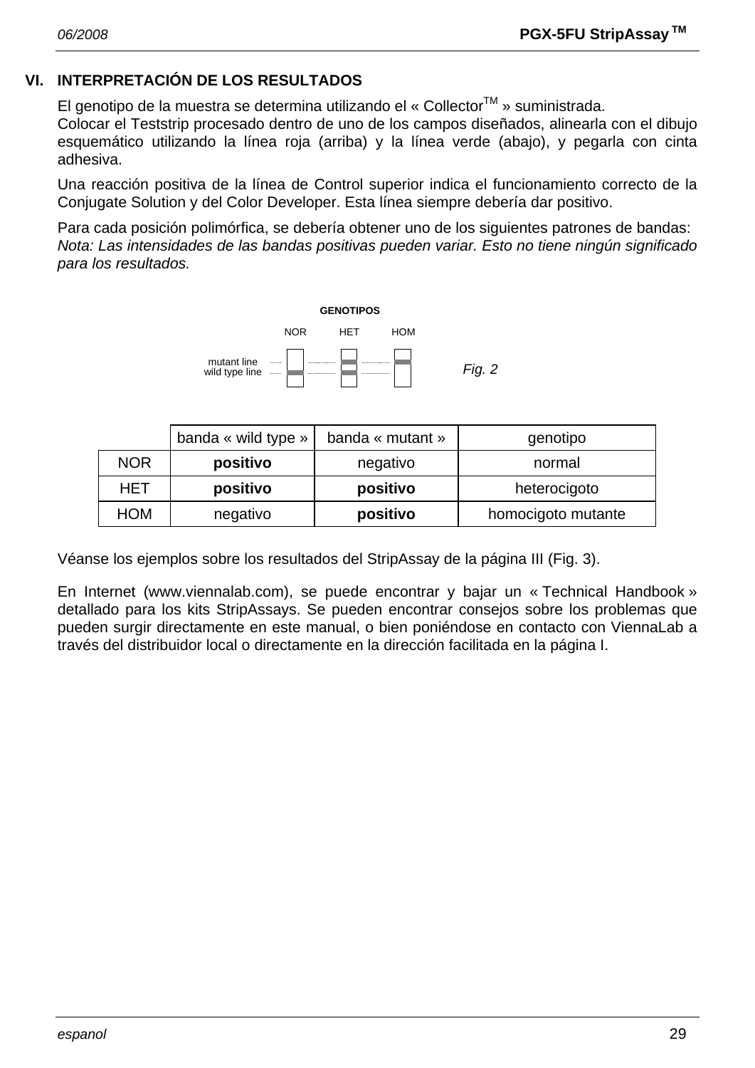## VI. INTERPRETACIÓN DE LOS RESULTADOS

El genotipo de la muestra se determina utilizando el « Collector[TM] » suministrada.
Colocar el Teststrip procesado dentro de uno de los campos diseñados, alinearla con el dibujo esquemático utilizando la línea roja (arriba) y la línea verde (abajo), y pegarla con cinta adhesiva.

Una reacción positiva de la línea de Control superior indica el funcionamiento correcto de la Conjugate Solution y del Color Developer. Esta línea siempre debería dar positivo.

Para cada posición polimórfica, se debería obtener uno de los siguientes patrones de bandas:
*Nota: Las intensidades de las bandas positivas pueden variar. Esto no tiene ningún significado para los resultados.*

**GENOTIPOS**

NOR HET HOM

mutant line
wild type line

*Fig. 2*

| | banda « wild type » | banda « mutant » | genotipo |
|---|---|---|---|
| NOR | **positivo** | negativo | normal |
| HET | **positivo** | **positivo** | heterocigoto |
| HOM | negativo | **positivo** | homocigoto mutante |

Véanse los ejemplos sobre los resultados del StripAssay de la página III (Fig. 3).

En Internet (www.viennalab.com), se puede encontrar y bajar un « Technical Handbook » detallado para los kits StripAssays. Se pueden encontrar consejos sobre los problemas que pueden surgir directamente en este manual, o bien poniéndose en contacto con ViennaLab a través del distribuidor local o directamente en la dirección facilitada en la página I.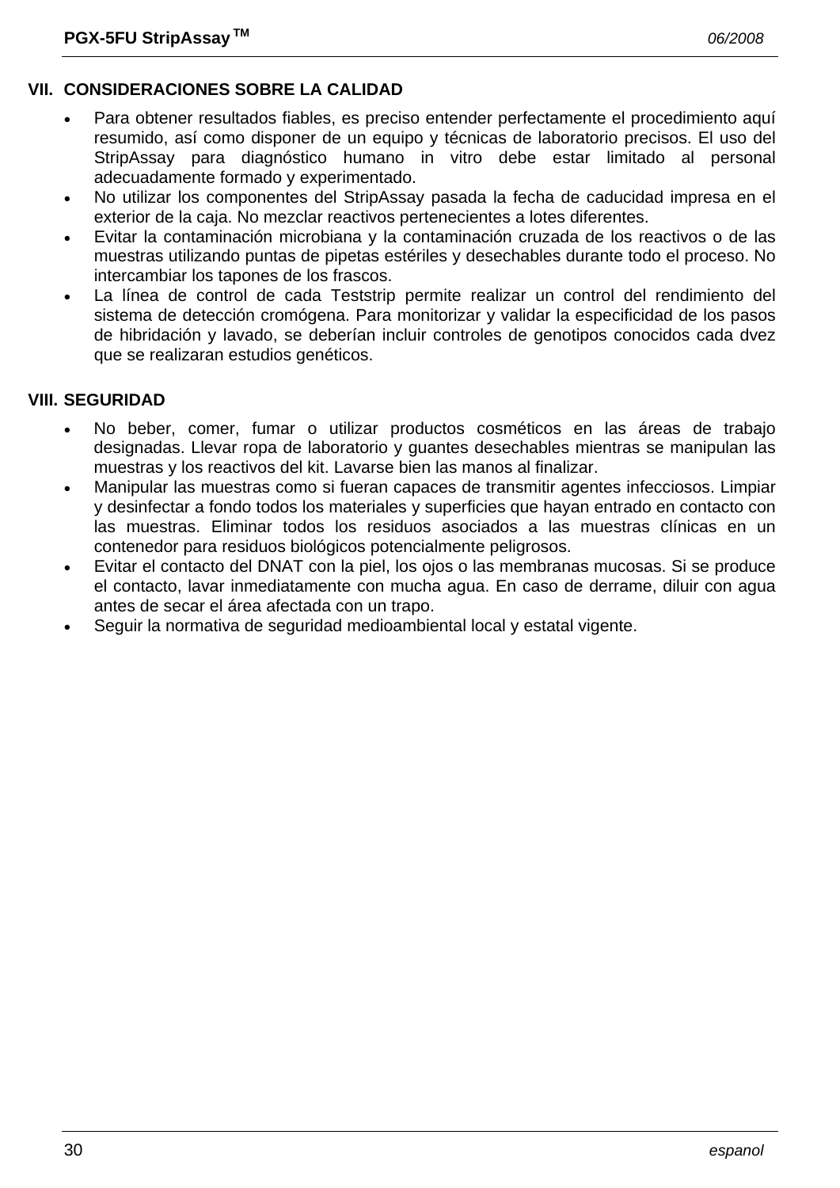## VII. CONSIDERACIONES SOBRE LA CALIDAD

- Para obtener resultados fiables, es preciso entender perfectamente el procedimiento aquí resumido, así como disponer de un equipo y técnicas de laboratorio precisos. El uso del StripAssay para diagnóstico humano in vitro debe estar limitado al personal adecuadamente formado y experimentado.
- No utilizar los componentes del StripAssay pasada la fecha de caducidad impresa en el exterior de la caja. No mezclar reactivos pertenecientes a lotes diferentes.
- Evitar la contaminación microbiana y la contaminación cruzada de los reactivos o de las muestras utilizando puntas de pipetas estériles y desechables durante todo el proceso. No intercambiar los tapones de los frascos.
- La línea de control de cada Teststrip permite realizar un control del rendimiento del sistema de detección cromógena. Para monitorizar y validar la especificidad de los pasos de hibridación y lavado, se deberían incluir controles de genotipos conocidos cada dvez que se realizaran estudios genéticos.

## VIII. SEGURIDAD

- No beber, comer, fumar o utilizar productos cosméticos en las áreas de trabajo designadas. Llevar ropa de laboratorio y guantes desechables mientras se manipulan las muestras y los reactivos del kit. Lavarse bien las manos al finalizar.
- Manipular las muestras como si fueran capaces de transmitir agentes infecciosos. Limpiar y desinfectar a fondo todos los materiales y superficies que hayan entrado en contacto con las muestras. Eliminar todos los residuos asociados a las muestras clínicas en un contenedor para residuos biológicos potencialmente peligrosos.
- Evitar el contacto del DNAT con la piel, los ojos o las membranas mucosas. Si se produce el contacto, lavar inmediatamente con mucha agua. En caso de derrame, diluir con agua antes de secar el área afectada con un trapo.
- Seguir la normativa de seguridad medioambiental local y estatal vigente.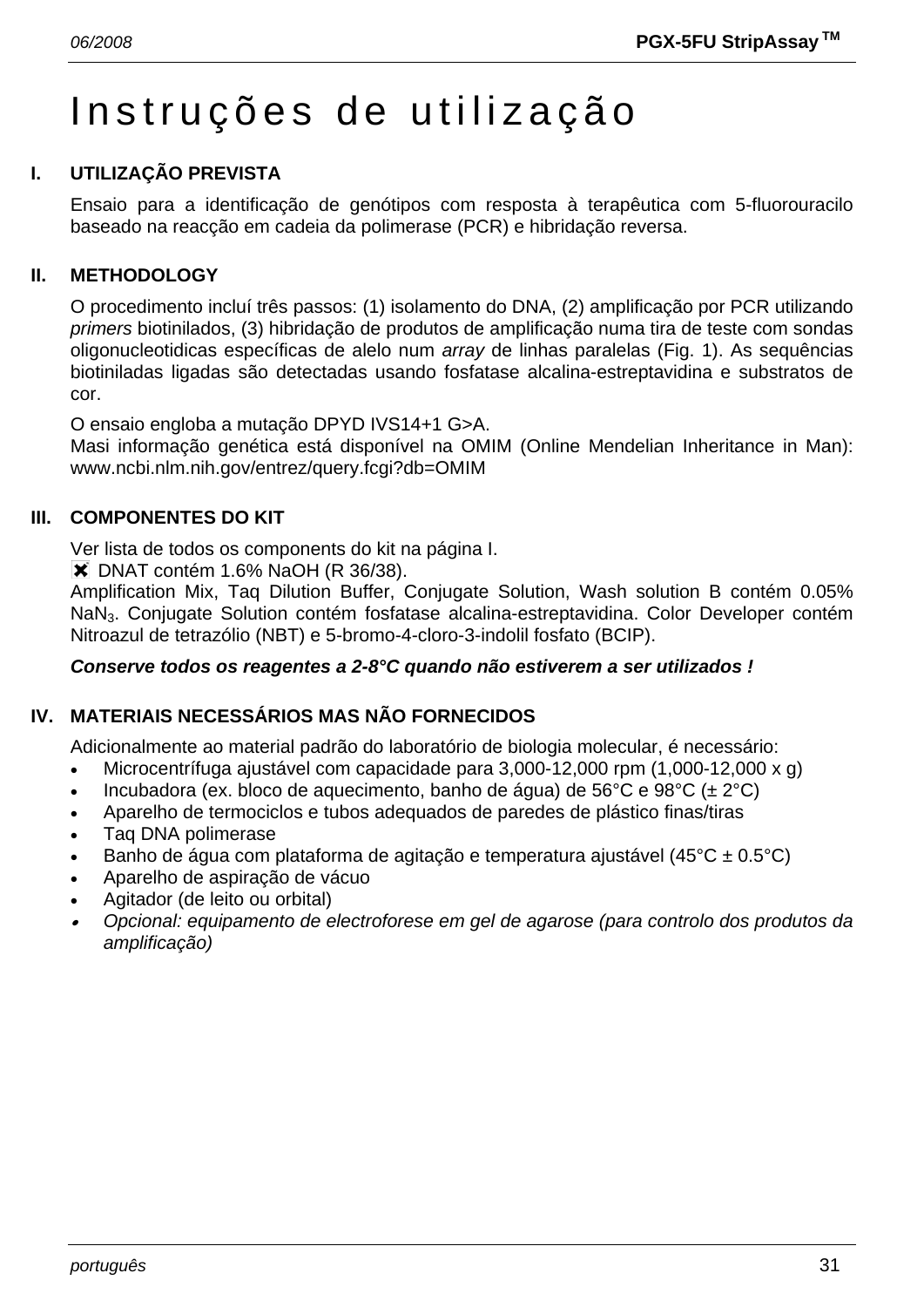# Instruções de utilização

## I. UTILIZAÇÃO PREVISTA

Ensaio para a identificação de genótipos com resposta à terapêutica com 5-fluorouracilo baseado na reacção em cadeia da polimerase (PCR) e hibridação reversa.

## II. METHODOLOGY

O procedimento incluí três passos: (1) isolamento do DNA, (2) amplificação por PCR utilizando *primers* biotinilados, (3) hibridação de produtos de amplificação numa tira de teste com sondas oligonucleotidicas específicas de alelo num *array* de linhas paralelas (Fig. 1). As sequências biotiniladas ligadas são detectadas usando fosfatase alcalina-estreptavidina e substratos de cor.

O ensaio engloba a mutação DPYD IVS14+1 G>A.
Masi informação genética está disponível na OMIM (Online Mendelian Inheritance in Man): www.ncbi.nlm.nih.gov/entrez/query.fcgi?db=OMIM

## III. COMPONENTES DO KIT

Ver lista de todos os components do kit na página I.
✖ DNAT contém 1.6% NaOH (R 36/38).
Amplification Mix, Taq Dilution Buffer, Conjugate Solution, Wash solution B contém 0.05% $NaN_3$. Conjugate Solution contém fosfatase alcalina-estreptavidina. Color Developer contém Nitroazul de tetrazólio (NBT) e 5-bromo-4-cloro-3-indolil fosfato (BCIP).

***Conserve todos os reagentes a 2-8°C quando não estiverem a ser utilizados !***

## IV. MATERIAIS NECESSÁRIOS MAS NÃO FORNECIDOS

Adicionalmente ao material padrão do laboratório de biologia molecular, é necessário:

- Microcentrífuga ajustável com capacidade para 3,000-12,000 rpm (1,000-12,000 x g)
- Incubadora (ex. bloco de aquecimento, banho de água) de 56°C e 98°C (± 2°C)
- Aparelho de termociclos e tubos adequados de paredes de plástico finas/tiras
- Taq DNA polimerase
- Banho de água com plataforma de agitação e temperatura ajustável (45°C ± 0.5°C)
- Aparelho de aspiração de vácuo
- Agitador (de leito ou orbital)
- *Opcional: equipamento de electroforese em gel de agarose (para controlo dos produtos da amplificação)*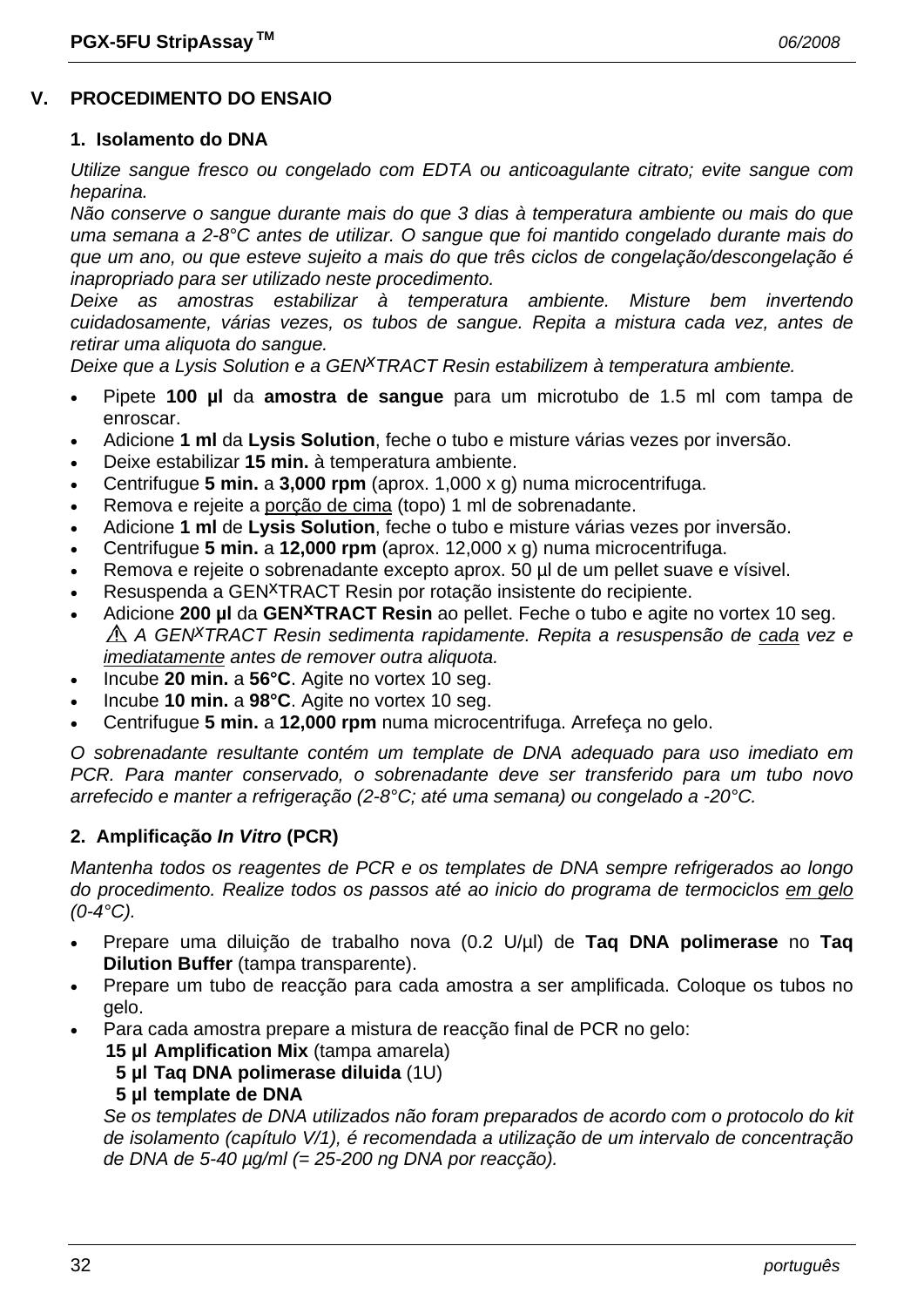## V. PROCEDIMENTO DO ENSAIO

### 1. Isolamento do DNA

*Utilize sangue fresco ou congelado com EDTA ou anticoagulante citrato; evite sangue com heparina.*

*Não conserve o sangue durante mais do que 3 dias à temperatura ambiente ou mais do que uma semana a 2-8°C antes de utilizar. O sangue que foi mantido congelado durante mais do que um ano, ou que esteve sujeito a mais do que três ciclos de congelação/descongelação é inapropriado para ser utilizado neste procedimento.*

*Deixe as amostras estabilizar à temperatura ambiente. Misture bem invertendo cuidadosamente, várias vezes, os tubos de sangue. Repita a mistura cada vez, antes de retirar uma aliquota do sangue.*

*Deixe que a Lysis Solution e a GEN^X^TRACT Resin estabilizem à temperatura ambiente.*

- Pipete **100 µl** da **amostra de sangue** para um microtubo de 1.5 ml com tampa de enroscar.
- Adicione **1 ml** da **Lysis Solution**, feche o tubo e misture várias vezes por inversão.
- Deixe estabilizar **15 min.** à temperatura ambiente.
- Centrifugue **5 min.** a **3,000 rpm** (aprox. 1,000 x g) numa microcentrifuga.
- Remova e rejeite a porção de cima (topo) 1 ml de sobrenadante.
- Adicione **1 ml** de **Lysis Solution**, feche o tubo e misture várias vezes por inversão.
- Centrifugue **5 min.** a **12,000 rpm** (aprox. 12,000 x g) numa microcentrifuga.
- Remova e rejeite o sobrenadante excepto aprox. 50 µl de um pellet suave e vísivel.
- Resuspenda a GEN^X^TRACT Resin por rotação insistente do recipiente.
- Adicione **200 µl** da **GEN^X^TRACT Resin** ao pellet. Feche o tubo e agite no vortex 10 seg.
  ⚠ *A GEN^X^TRACT Resin sedimenta rapidamente. Repita a resuspensão de cada vez e imediatamente antes de remover outra aliquota.*
- Incube **20 min.** a **56°C**. Agite no vortex 10 seg.
- Incube **10 min.** a **98°C**. Agite no vortex 10 seg.
- Centrifugue **5 min.** a **12,000 rpm** numa microcentrifuga. Arrefeça no gelo.

*O sobrenadante resultante contém um template de DNA adequado para uso imediato em PCR. Para manter conservado, o sobrenadante deve ser transferido para um tubo novo arrefecido e manter a refrigeração (2-8°C; até uma semana) ou congelado a -20°C.*

### 2. Amplificação *In Vitro* (PCR)

*Mantenha todos os reagentes de PCR e os templates de DNA sempre refrigerados ao longo do procedimento. Realize todos os passos até ao inicio do programa de termociclos em gelo (0-4°C).*

- Prepare uma diluição de trabalho nova (0.2 U/µl) de **Taq DNA polimerase** no **Taq Dilution Buffer** (tampa transparente).
- Prepare um tubo de reacção para cada amostra a ser amplificada. Coloque os tubos no gelo.
- Para cada amostra prepare a mistura de reacção final de PCR no gelo:
  **15 µl Amplification Mix** (tampa amarela)
  **5 µl Taq DNA polimerase diluida** (1U)
  **5 µl template de DNA**
  *Se os templates de DNA utilizados não foram preparados de acordo com o protocolo do kit de isolamento (capítulo V/1), é recomendada a utilização de um intervalo de concentração de DNA de 5-40 µg/ml (= 25-200 ng DNA por reacção).*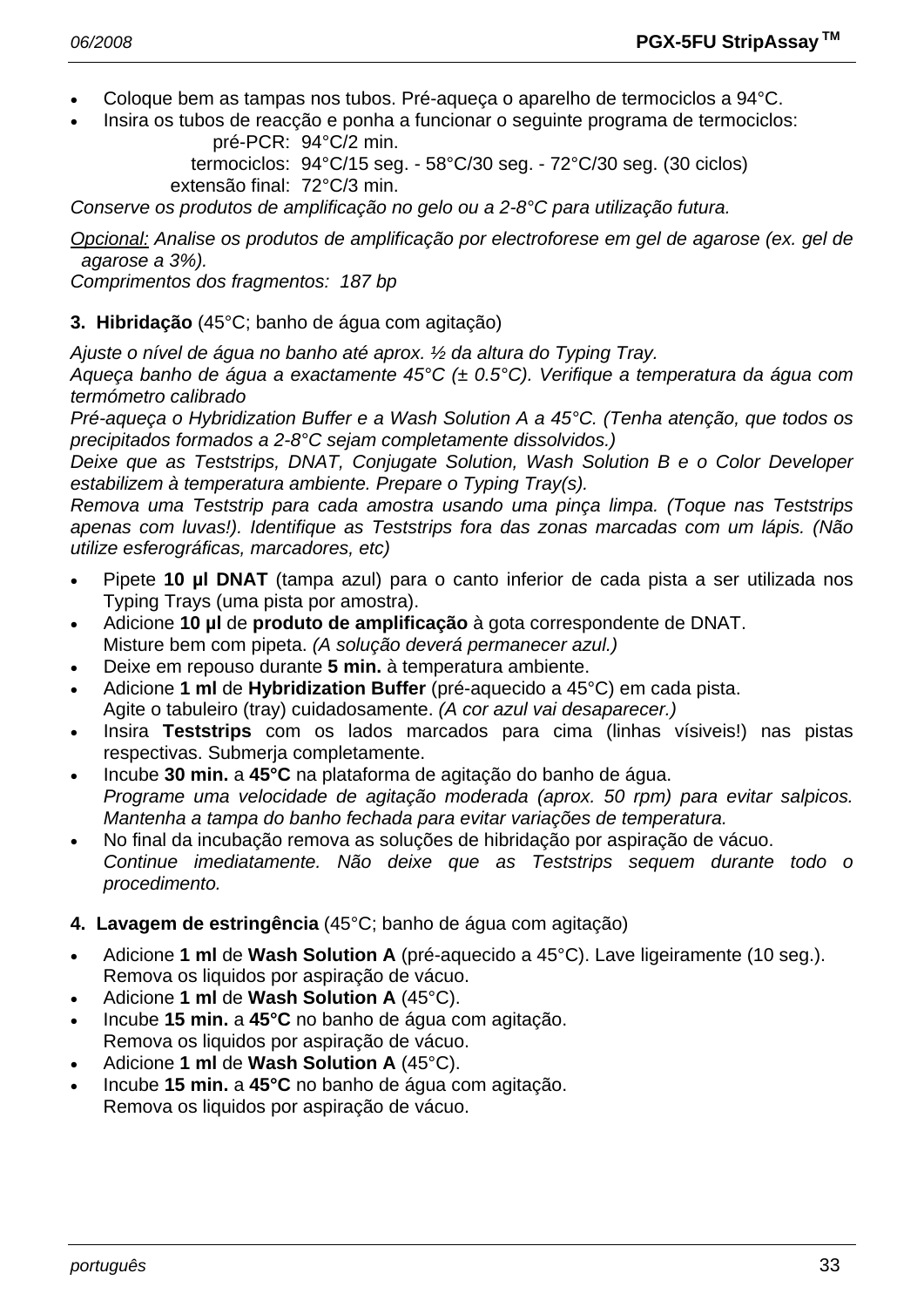- Coloque bem as tampas nos tubos. Pré-aqueça o aparelho de termociclos a 94°C.
- Insira os tubos de reacção e ponha a funcionar o seguinte programa de termociclos:

| | |
|---|---|
| pré-PCR: | 94°C/2 min. |
| termociclos: | 94°C/15 seg. - 58°C/30 seg. - 72°C/30 seg. (30 ciclos) |
| extensão final: | 72°C/3 min. |

*Conserve os produtos de amplificação no gelo ou a 2-8°C para utilização futura.*

*<u>Opcional:</u> Analise os produtos de amplificação por electroforese em gel de agarose (ex. gel de agarose a 3%).*
*Comprimentos dos fragmentos: 187 bp*

**3. Hibridação** (45°C; banho de água com agitação)

*Ajuste o nível de água no banho até aprox. ½ da altura do Typing Tray.*
*Aqueça banho de água a exactamente 45°C (± 0.5°C). Verifique a temperatura da água com termómetro calibrado*
*Pré-aqueça o Hybridization Buffer e a Wash Solution A a 45°C. (Tenha atenção, que todos os precipitados formados a 2-8°C sejam completamente dissolvidos.)*
*Deixe que as Teststrips, DNAT, Conjugate Solution, Wash Solution B e o Color Developer estabilizem à temperatura ambiente. Prepare o Typing Tray(s).*
*Remova uma Teststrip para cada amostra usando uma pinça limpa. (Toque nas Teststrips apenas com luvas!). Identifique as Teststrips fora das zonas marcadas com um lápis. (Não utilize esferográficas, marcadores, etc)*

- Pipete **10 µl DNAT** (tampa azul) para o canto inferior de cada pista a ser utilizada nos Typing Trays (uma pista por amostra).
- Adicione **10 µl** de **produto de amplificação** à gota correspondente de DNAT.
  Misture bem com pipeta. *(A solução deverá permanecer azul.)*
- Deixe em repouso durante **5 min.** à temperatura ambiente.
- Adicione **1 ml** de **Hybridization Buffer** (pré-aquecido a 45°C) em cada pista.
  Agite o tabuleiro (tray) cuidadosamente. *(A cor azul vai desaparecer.)*
- Insira **Teststrips** com os lados marcados para cima (linhas vísiveis!) nas pistas respectivas. Submerja completamente.
- Incube **30 min.** a **45°C** na plataforma de agitação do banho de água.
  *Programe uma velocidade de agitação moderada (aprox. 50 rpm) para evitar salpicos. Mantenha a tampa do banho fechada para evitar variações de temperatura.*
- No final da incubação remova as soluções de hibridação por aspiração de vácuo.
  *Continue imediatamente. Não deixe que as Teststrips sequem durante todo o procedimento.*

**4. Lavagem de estringência** (45°C; banho de água com agitação)

- Adicione **1 ml** de **Wash Solution A** (pré-aquecido a 45°C). Lave ligeiramente (10 seg.).
  Remova os liquidos por aspiração de vácuo.
- Adicione **1 ml** de **Wash Solution A** (45°C).
- Incube **15 min.** a **45°C** no banho de água com agitação.
  Remova os liquidos por aspiração de vácuo.
- Adicione **1 ml** de **Wash Solution A** (45°C).
- Incube **15 min.** a **45°C** no banho de água com agitação.
  Remova os liquidos por aspiração de vácuo.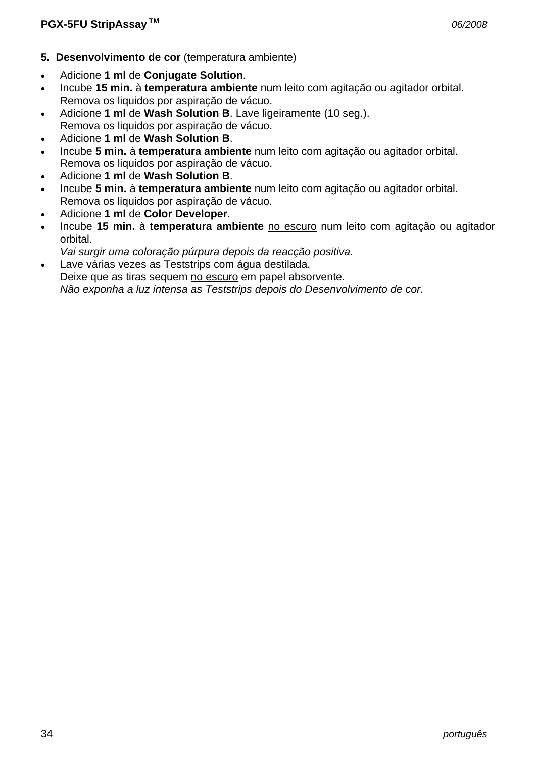**5. Desenvolvimento de cor** (temperatura ambiente)

- Adicione **1 ml** de **Conjugate Solution**.
- Incube **15 min.** à **temperatura ambiente** num leito com agitação ou agitador orbital.
  Remova os liquidos por aspiração de vácuo.
- Adicione **1 ml** de **Wash Solution B**. Lave ligeiramente (10 seg.).
  Remova os liquidos por aspiração de vácuo.
- Adicione **1 ml** de **Wash Solution B**.
- Incube **5 min.** à **temperatura ambiente** num leito com agitação ou agitador orbital.
  Remova os liquidos por aspiração de vácuo.
- Adicione **1 ml** de **Wash Solution B**.
- Incube **5 min.** à **temperatura ambiente** num leito com agitação ou agitador orbital.
  Remova os liquidos por aspiração de vácuo.
- Adicione **1 ml** de **Color Developer**.
- Incube **15 min.** à **temperatura ambiente** no escuro num leito com agitação ou agitador orbital.
  *Vai surgir uma coloração púrpura depois da reacção positiva.*
- Lave várias vezes as Teststrips com água destilada.
  Deixe que as tiras sequem no escuro em papel absorvente.
  *Não exponha a luz intensa as Teststrips depois do Desenvolvimento de cor.*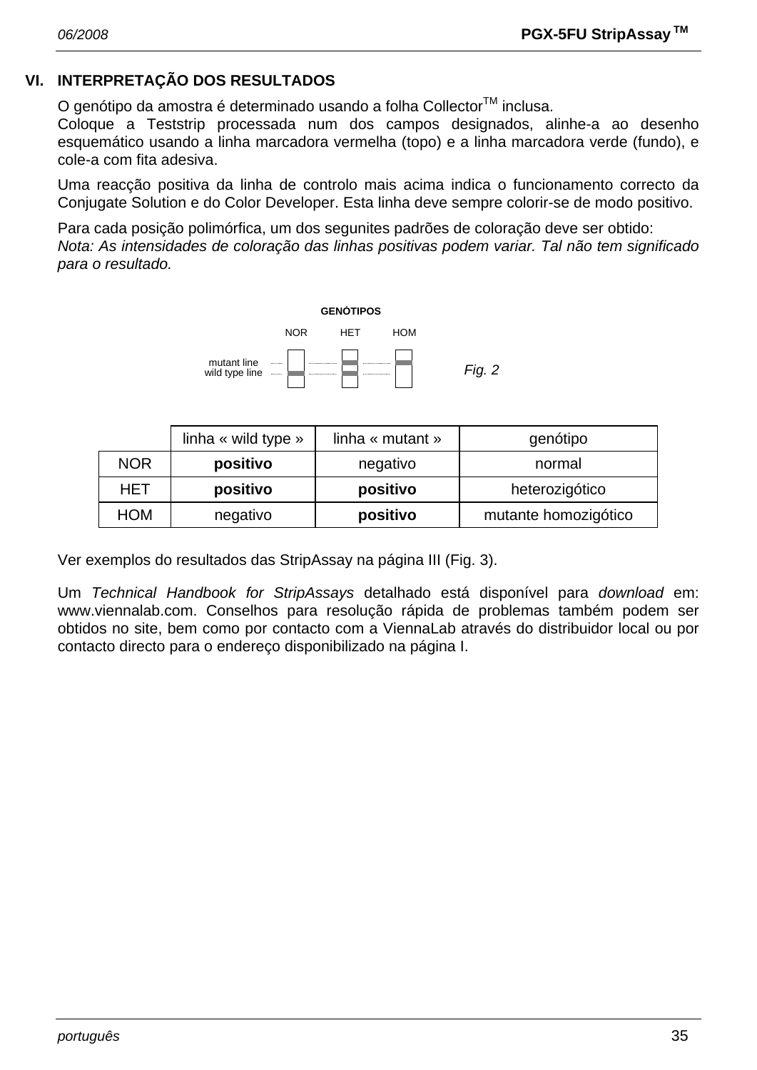## VI. INTERPRETAÇÃO DOS RESULTADOS

O genótipo da amostra é determinado usando a folha Collector™ inclusa.
Coloque a Teststrip processada num dos campos designados, alinhe-a ao desenho esquemático usando a linha marcadora vermelha (topo) e a linha marcadora verde (fundo), e cole-a com fita adesiva.

Uma reacção positiva da linha de controlo mais acima indica o funcionamento correcto da Conjugate Solution e do Color Developer. Esta linha deve sempre colorir-se de modo positivo.

Para cada posição polimórfica, um dos segunites padrões de coloração deve ser obtido:
*Nota: As intensidades de coloração das linhas positivas podem variar. Tal não tem significado para o resultado.*

GENÓTIPOS

NOR HET HOM

mutant line
wild type line

*Fig. 2*

| | linha « wild type » | linha « mutant » | genótipo |
|---|---|---|---|
| NOR | **positivo** | negativo | normal |
| HET | **positivo** | **positivo** | heterozigótico |
| HOM | negativo | **positivo** | mutante homozigótico |

Ver exemplos do resultados das StripAssay na página III (Fig. 3).

Um *Technical Handbook for StripAssays* detalhado está disponível para *download* em: www.viennalab.com. Conselhos para resolução rápida de problemas também podem ser obtidos no site, bem como por contacto com a ViennaLab através do distribuidor local ou por contacto directo para o endereço disponibilizado na página I.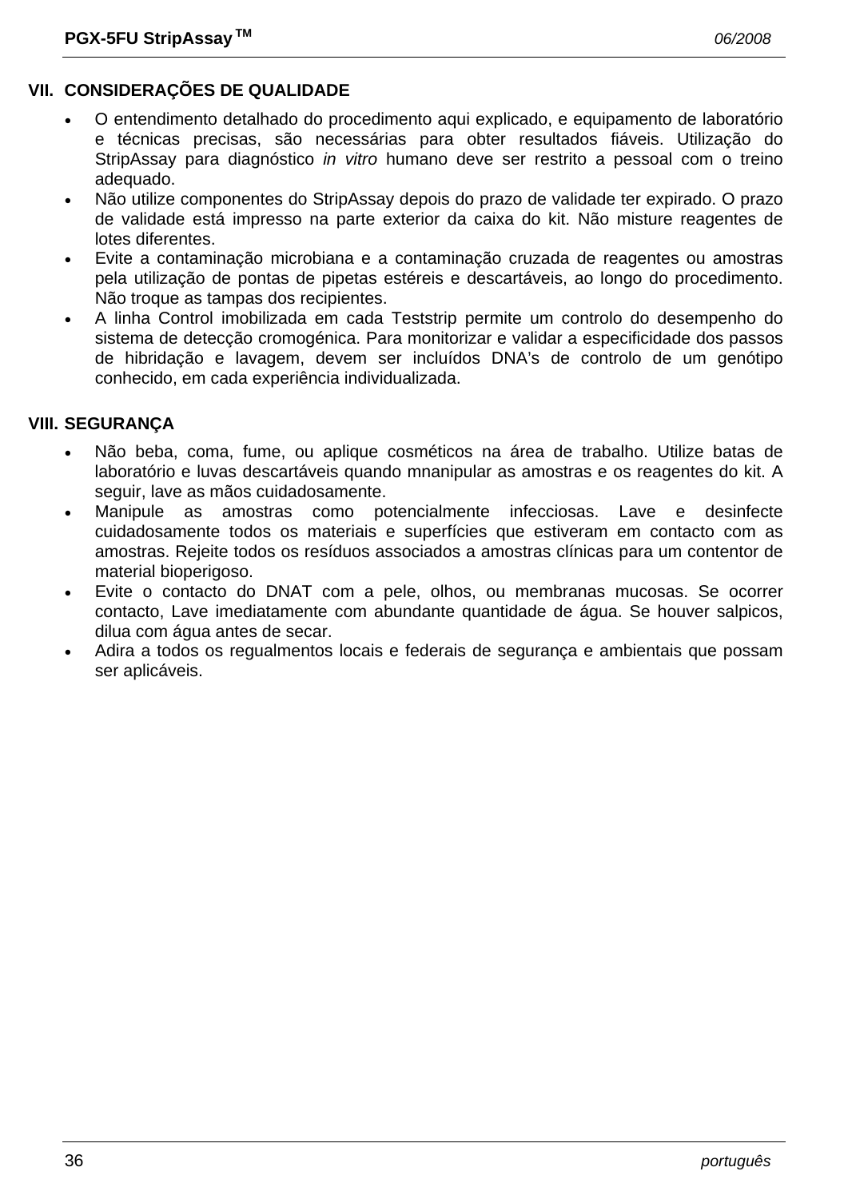## VII. CONSIDERAÇÕES DE QUALIDADE

- O entendimento detalhado do procedimento aqui explicado, e equipamento de laboratório e técnicas precisas, são necessárias para obter resultados fiáveis. Utilização do StripAssay para diagnóstico *in vitro* humano deve ser restrito a pessoal com o treino adequado.
- Não utilize componentes do StripAssay depois do prazo de validade ter expirado. O prazo de validade está impresso na parte exterior da caixa do kit. Não misture reagentes de lotes diferentes.
- Evite a contaminação microbiana e a contaminação cruzada de reagentes ou amostras pela utilização de pontas de pipetas estéreis e descartáveis, ao longo do procedimento. Não troque as tampas dos recipientes.
- A linha Control imobilizada em cada Teststrip permite um controlo do desempenho do sistema de detecção cromogénica. Para monitorizar e validar a especificidade dos passos de hibridação e lavagem, devem ser incluídos DNA's de controlo de um genótipo conhecido, em cada experiência individualizada.

## VIII. SEGURANÇA

- Não beba, coma, fume, ou aplique cosméticos na área de trabalho. Utilize batas de laboratório e luvas descartáveis quando mnanipular as amostras e os reagentes do kit. A seguir, lave as mãos cuidadosamente.
- Manipule as amostras como potencialmente infecciosas. Lave e desinfecte cuidadosamente todos os materiais e superfícies que estiveram em contacto com as amostras. Rejeite todos os resíduos associados a amostras clínicas para um contentor de material bioperigoso.
- Evite o contacto do DNAT com a pele, olhos, ou membranas mucosas. Se ocorrer contacto, Lave imediatamente com abundante quantidade de água. Se houver salpicos, dilua com água antes de secar.
- Adira a todos os regualmentos locais e federais de segurança e ambientais que possam ser aplicáveis.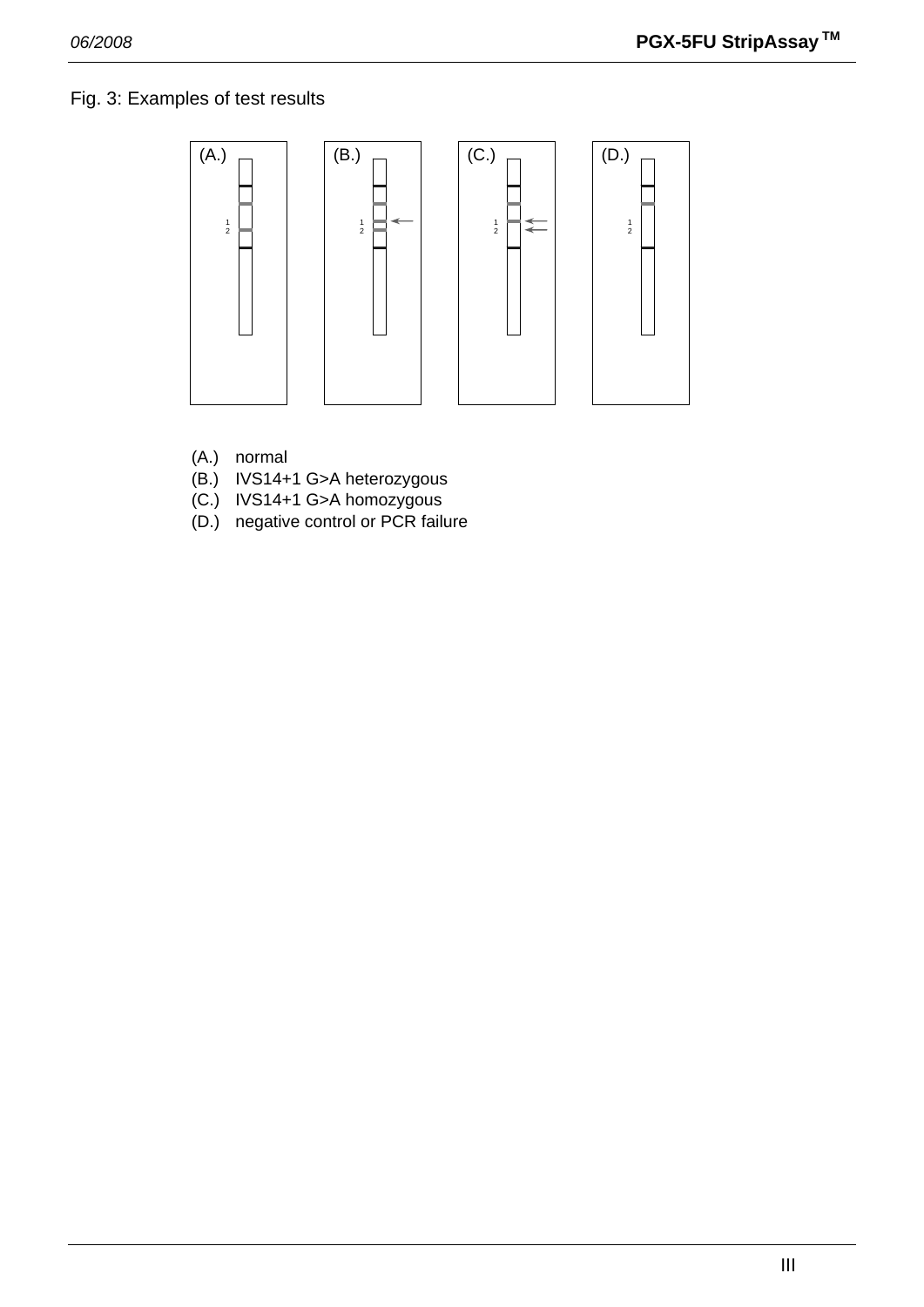Fig. 3: Examples of test results

(A.) normal
(B.) IVS14+1 G>A heterozygous
(C.) IVS14+1 G>A homozygous
(D.) negative control or PCR failure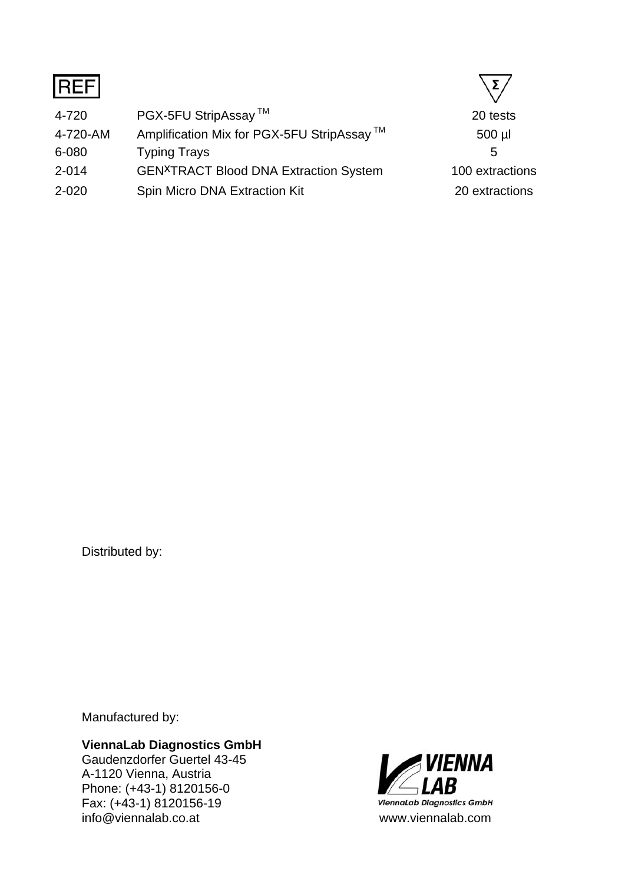| REF | | Σ |
| --- | --- | --- |
| 4-720 | PGX-5FU StripAssay ™ | 20 tests |
| 4-720-AM | Amplification Mix for PGX-5FU StripAssay ™ | 500 µl |
| 6-080 | Typing Trays | 5 |
| 2-014 | GEN$^{X}$TRACT Blood DNA Extraction System | 100 extractions |
| 2-020 | Spin Micro DNA Extraction Kit | 20 extractions |

Distributed by:

Manufactured by:

**ViennaLab Diagnostics GmbH**
Gaudenzdorfer Guertel 43-45
A-1120 Vienna, Austria
Phone: (+43-1) 8120156-0
Fax: (+43-1) 8120156-19
info@viennalab.co.at

VIENNA LAB
ViennaLab Diagnostics GmbH
www.viennalab.com